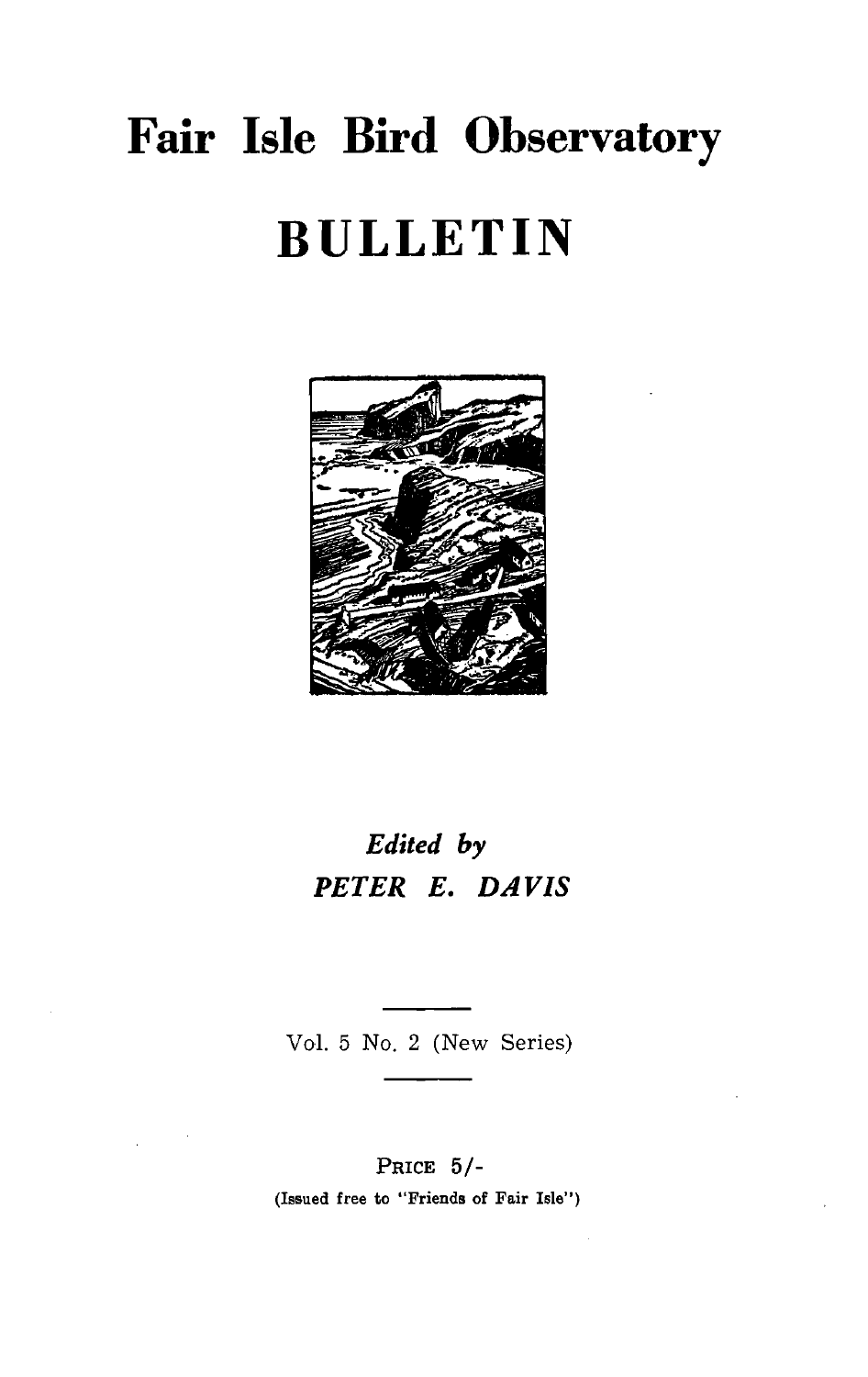# Fair Isle Bird Observatory

# BULLETIN

*Edited by*

*PETER E. DAVIS*

Vol. 5 No. 2 (New Series)

PRICE 5/-

(Issued free to "Friends of Fair Isle")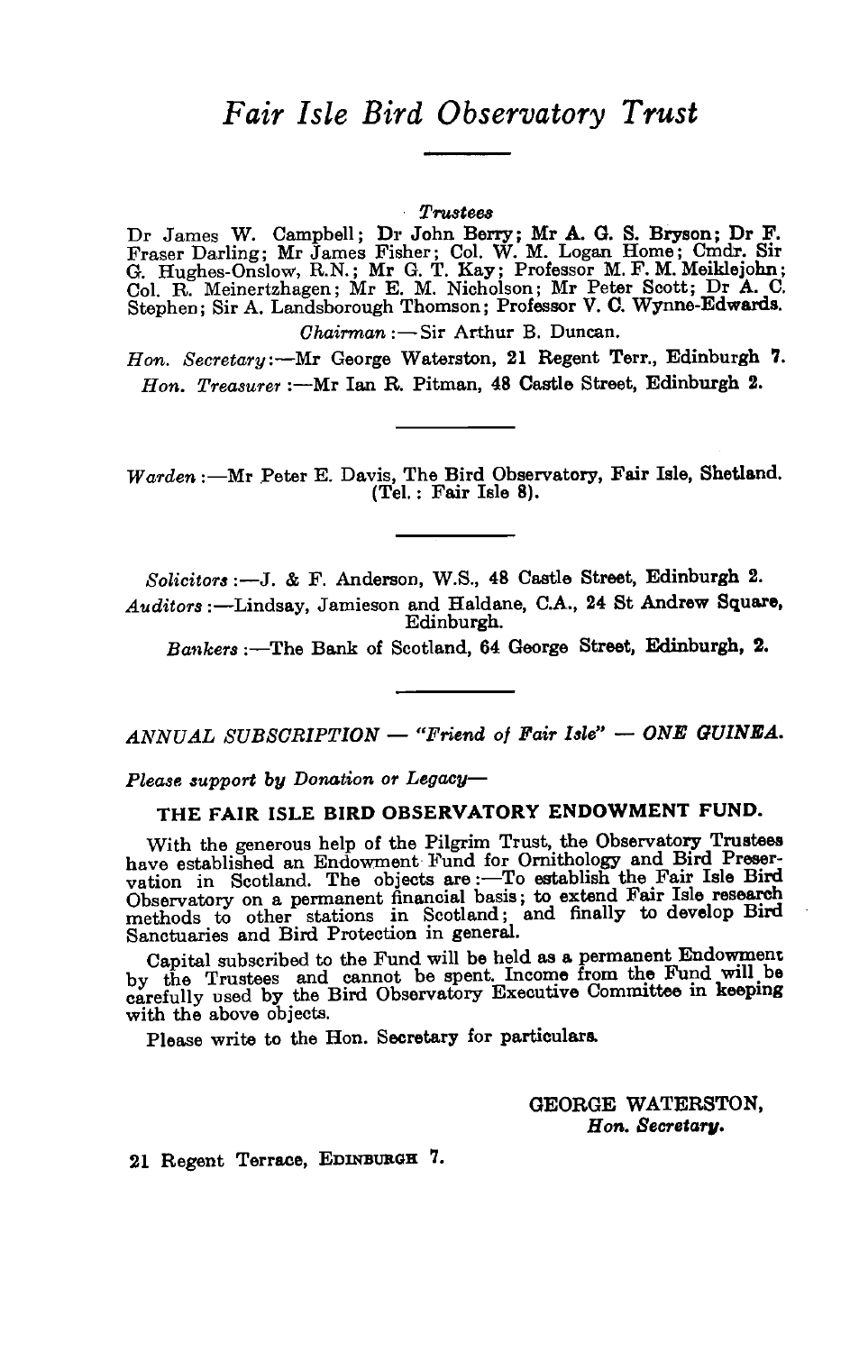# *Fair Isle Bird Observatory Trust*

*Trustees*

Dr James W. Campbell; Dr John Berry; Mr A. G. S. Bryson; Dr F. Fraser Darling; Mr James Fisher; Col. W. M. Logan Home; Cmdr. Sir G. Hughes-Onslow, R.N.; Mr G. T. Kay; Professor M. F. M. Meiklejohn; Col. R. Meinertzhagen; Mr E. M. Nicholson; Mr Peter Scott; Dr A. C. Stephen; Sir A. Landsborough Thomson; Professor V. C. Wynne-Edwards.

*Chairman* :—Sir Arthur B. Duncan.

*Hon. Secretary*:—Mr George Waterston, 21 Regent Terr., Edinburgh 7.

*Hon. Treasurer* :—Mr Ian R. Pitman, 48 Castle Street, Edinburgh 2.

---

*Warden* :—Mr Peter E. Davis, The Bird Observatory, Fair Isle, Shetland. (Tel.: Fair Isle 8).

---

*Solicitors* :—J. & F. Anderson, W.S., 48 Castle Street, Edinburgh 2.

*Auditors* :—Lindsay, Jamieson and Haldane, C.A., 24 St Andrew Square, Edinburgh.

*Bankers* :—The Bank of Scotland, 64 George Street, Edinburgh, 2.

---

*ANNUAL SUBSCRIPTION — "Friend of Fair Isle" — ONE GUINEA.*

*Please support by Donation or Legacy—*

**THE FAIR ISLE BIRD OBSERVATORY ENDOWMENT FUND.**

With the generous help of the Pilgrim Trust, the Observatory Trustees have established an Endowment Fund for Ornithology and Bird Preservation in Scotland. The objects are :—To establish the Fair Isle Bird Observatory on a permanent financial basis; to extend Fair Isle research methods to other stations in Scotland; and finally to develop Bird Sanctuaries and Bird Protection in general.

Capital subscribed to the Fund will be held as a permanent Endowment by the Trustees and cannot be spent. Income from the Fund will be carefully used by the Bird Observatory Executive Committee in keeping with the above objects.

Please write to the Hon. Secretary for particulars.

GEORGE WATERSTON,
*Hon. Secretary.*

21 Regent Terrace, EDINBURGH 7.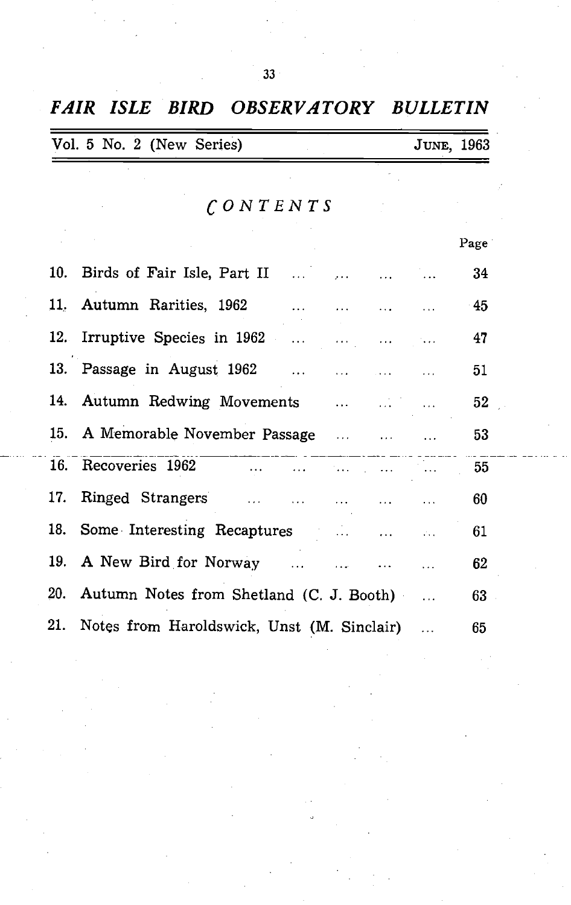# FAIR ISLE BIRD OBSERVATORY BULLETIN

Vol. 5 No. 2 (New Series) JUNE, 1963

## CONTENTS

| | | Page |
|---|---|---|
| 10. | Birds of Fair Isle, Part II | 34 |
| 11. | Autumn Rarities, 1962 | 45 |
| 12. | Irruptive Species in 1962 | 47 |
| 13. | Passage in August 1962 | 51 |
| 14. | Autumn Redwing Movements | 52 |
| 15. | A Memorable November Passage | 53 |
| 16. | Recoveries 1962 | 55 |
| 17. | Ringed Strangers | 60 |
| 18. | Some Interesting Recaptures | 61 |
| 19. | A New Bird for Norway | 62 |
| 20. | Autumn Notes from Shetland (C. J. Booth) | 63 |
| 21. | Notes from Haroldswick, Unst (M. Sinclair) | 65 |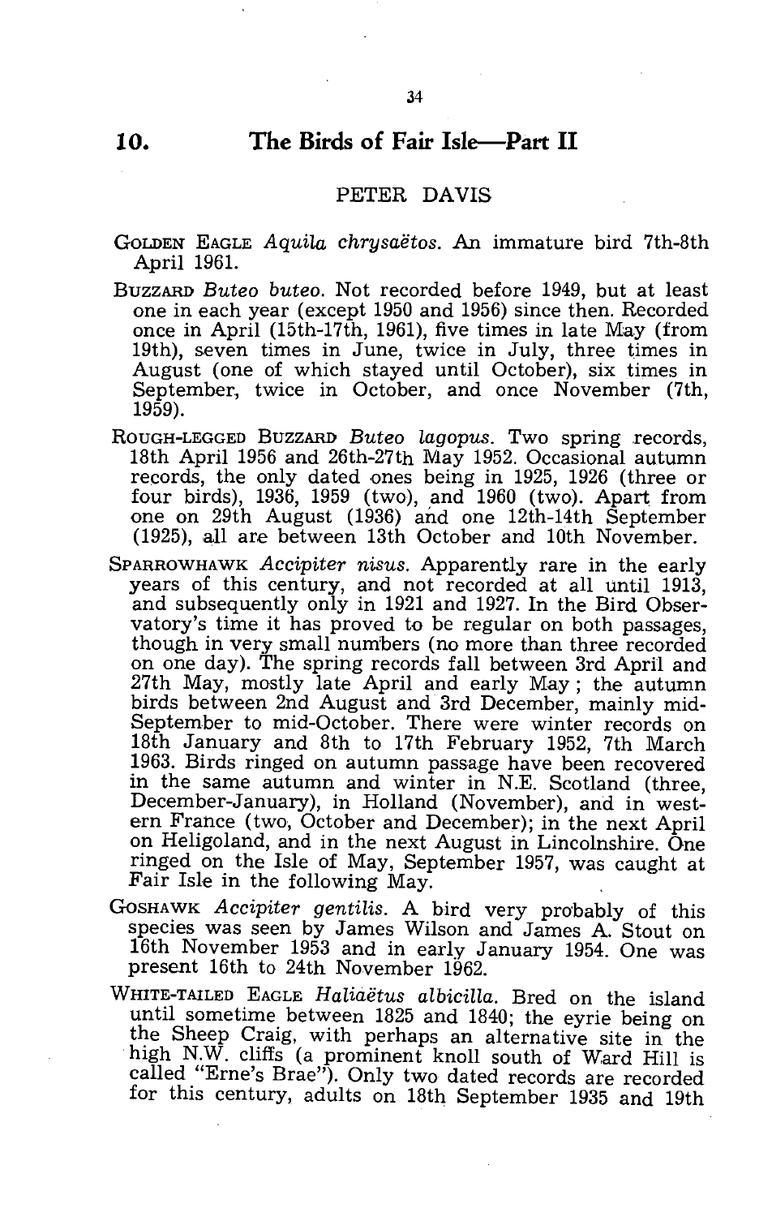## 10. The Birds of Fair Isle—Part II

PETER DAVIS

GOLDEN EAGLE *Aquila chrysaëtos*. An immature bird 7th-8th April 1961.

BUZZARD *Buteo buteo*. Not recorded before 1949, but at least one in each year (except 1950 and 1956) since then. Recorded once in April (15th-17th, 1961), five times in late May (from 19th), seven times in June, twice in July, three times in August (one of which stayed until October), six times in September, twice in October, and once November (7th, 1959).

ROUGH-LEGGED BUZZARD *Buteo lagopus*. Two spring records, 18th April 1956 and 26th-27th May 1952. Occasional autumn records, the only dated ones being in 1925, 1926 (three or four birds), 1936, 1959 (two), and 1960 (two). Apart from one on 29th August (1936) and one 12th-14th September (1925), all are between 13th October and 10th November.

SPARROWHAWK *Accipiter nisus*. Apparently rare in the early years of this century, and not recorded at all until 1913, and subsequently only in 1921 and 1927. In the Bird Observatory's time it has proved to be regular on both passages, though in very small numbers (no more than three recorded on one day). The spring records fall between 3rd April and 27th May, mostly late April and early May; the autumn birds between 2nd August and 3rd December, mainly mid-September to mid-October. There were winter records on 18th January and 8th to 17th February 1952, 7th March 1963. Birds ringed on autumn passage have been recovered in the same autumn and winter in N.E. Scotland (three, December-January), in Holland (November), and in western France (two, October and December); in the next April on Heligoland, and in the next August in Lincolnshire. One ringed on the Isle of May, September 1957, was caught at Fair Isle in the following May.

GOSHAWK *Accipiter gentilis*. A bird very probably of this species was seen by James Wilson and James A. Stout on 16th November 1953 and in early January 1954. One was present 16th to 24th November 1962.

WHITE-TAILED EAGLE *Haliaëtus albicilla*. Bred on the island until sometime between 1825 and 1840; the eyrie being on the Sheep Craig, with perhaps an alternative site in the high N.W. cliffs (a prominent knoll south of Ward Hill is called "Erne's Brae"). Only two dated records are recorded for this century, adults on 18th September 1935 and 19th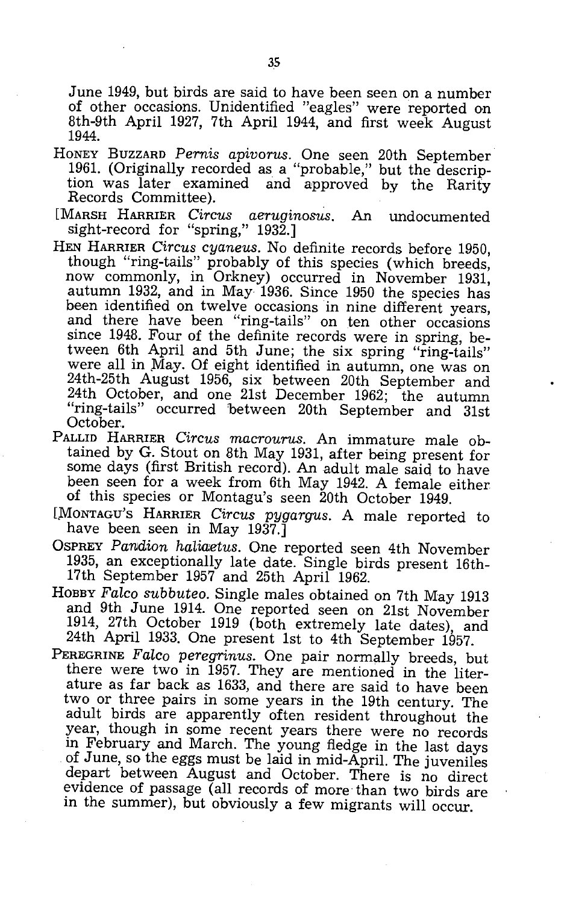June 1949, but birds are said to have been seen on a number of other occasions. Unidentified "eagles" were reported on 8th-9th April 1927, 7th April 1944, and first week August 1944.

HONEY BUZZARD *Pernis apivorus*. One seen 20th September 1961. (Originally recorded as a "probable," but the description was later examined and approved by the Rarity Records Committee).

[MARSH HARRIER *Circus aeruginosus*. An undocumented sight-record for "spring," 1932.]

HEN HARRIER *Circus cyaneus*. No definite records before 1950, though "ring-tails" probably of this species (which breeds, now commonly, in Orkney) occurred in November 1931, autumn 1932, and in May 1936. Since 1950 the species has been identified on twelve occasions in nine different years, and there have been "ring-tails" on ten other occasions since 1948. Four of the definite records were in spring, between 6th April and 5th June; the six spring "ring-tails" were all in May. Of eight identified in autumn, one was on 24th-25th August 1956, six between 20th September and 24th October, and one 21st December 1962; the autumn "ring-tails" occurred between 20th September and 31st October.

PALLID HARRIER *Circus macrourus*. An immature male obtained by G. Stout on 8th May 1931, after being present for some days (first British record). An adult male said to have been seen for a week from 6th May 1942. A female either of this species or Montagu's seen 20th October 1949.

[MONTAGU'S HARRIER *Circus pygargus*. A male reported to have been seen in May 1937.]

OSPREY *Pandion haliaetus*. One reported seen 4th November 1935, an exceptionally late date. Single birds present 16th-17th September 1957 and 25th April 1962.

HOBBY *Falco subbuteo*. Single males obtained on 7th May 1913 and 9th June 1914. One reported seen on 21st November 1914, 27th October 1919 (both extremely late dates), and 24th April 1933. One present 1st to 4th September 1957.

PEREGRINE *Falco peregrinus*. One pair normally breeds, but there were two in 1957. They are mentioned in the literature as far back as 1633, and there are said to have been two or three pairs in some years in the 19th century. The adult birds are apparently often resident throughout the year, though in some recent years there were no records in February and March. The young fledge in the last days of June, so the eggs must be laid in mid-April. The juveniles depart between August and October. There is no direct evidence of passage (all records of more than two birds are in the summer), but obviously a few migrants will occur.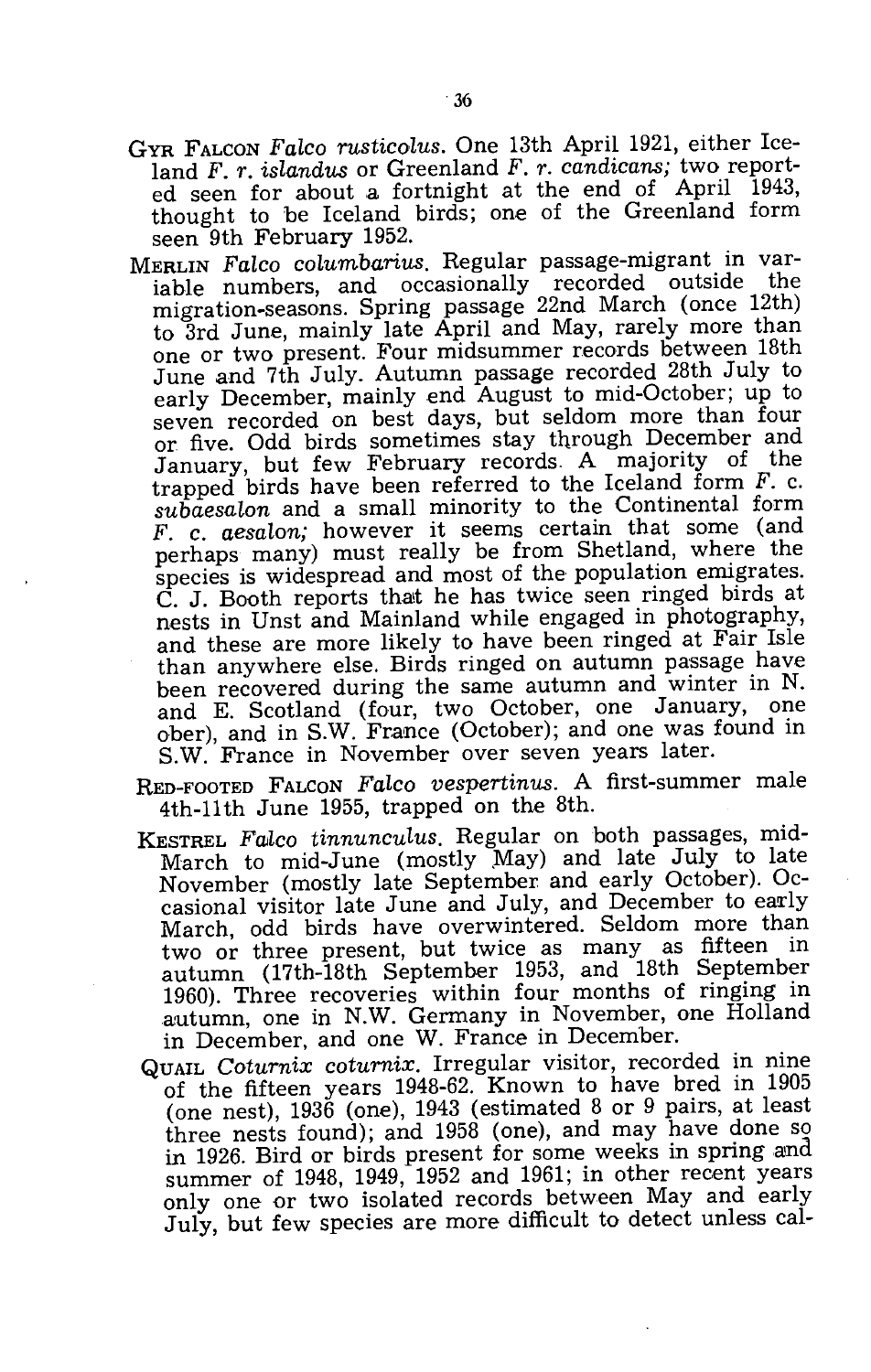Gyr Falcon *Falco rusticolus*. One 13th April 1921, either Iceland *F. r. islandus* or Greenland *F. r. candicans;* two reported seen for about a fortnight at the end of April 1943, thought to be Iceland birds; one of the Greenland form seen 9th February 1952.

Merlin *Falco columbarius*. Regular passage-migrant in variable numbers, and occasionally recorded outside the migration-seasons. Spring passage 22nd March (once 12th) to 3rd June, mainly late April and May, rarely more than one or two present. Four midsummer records between 18th June and 7th July. Autumn passage recorded 28th July to early December, mainly end August to mid-October; up to seven recorded on best days, but seldom more than four or five. Odd birds sometimes stay through December and January, but few February records. A majority of the trapped birds have been referred to the Iceland form *F. c. subaesalon* and a small minority to the Continental form *F. c. aesalon;* however it seems certain that some (and perhaps many) must really be from Shetland, where the species is widespread and most of the population emigrates. C. J. Booth reports that he has twice seen ringed birds at nests in Unst and Mainland while engaged in photography, and these are more likely to have been ringed at Fair Isle than anywhere else. Birds ringed on autumn passage have been recovered during the same autumn and winter in N. and E. Scotland (four, two October, one January, one ober), and in S.W. France (October); and one was found in S.W. France in November over seven years later.

Red-footed Falcon *Falco vespertinus*. A first-summer male 4th-11th June 1955, trapped on the 8th.

Kestrel *Falco tinnunculus*. Regular on both passages, mid-March to mid-June (mostly May) and late July to late November (mostly late September and early October). Occasional visitor late June and July, and December to early March, odd birds have overwintered. Seldom more than two or three present, but twice as many as fifteen in autumn (17th-18th September 1953, and 18th September 1960). Three recoveries within four months of ringing in autumn, one in N.W. Germany in November, one Holland in December, and one W. France in December.

Quail *Coturnix coturnix*. Irregular visitor, recorded in nine of the fifteen years 1948-62. Known to have bred in 1905 (one nest), 1936 (one), 1943 (estimated 8 or 9 pairs, at least three nests found); and 1958 (one), and may have done so in 1926. Bird or birds present for some weeks in spring and summer of 1948, 1949, 1952 and 1961; in other recent years only one or two isolated records between May and early July, but few species are more difficult to detect unless cal-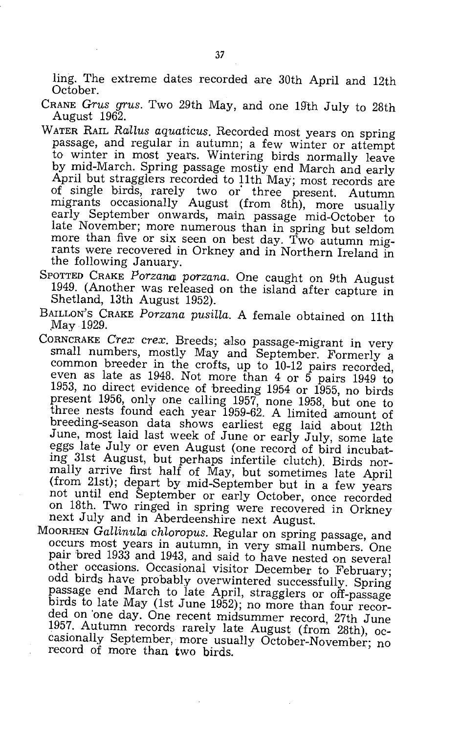ling. The extreme dates recorded are 30th April and 12th October.

CRANE *Grus grus*. Two 29th May, and one 19th July to 28th August 1962.

WATER RAIL *Rallus aquaticus*. Recorded most years on spring passage, and regular in autumn; a few winter or attempt to winter in most years. Wintering birds normally leave by mid-March. Spring passage mostly end March and early April but stragglers recorded to 11th May; most records are of single birds, rarely two or three present. Autumn migrants occasionally August (from 8th), more usually early September onwards, main passage mid-October to late November; more numerous than in spring but seldom more than five or six seen on best day. Two autumn migrants were recovered in Orkney and in Northern Ireland in the following January.

SPOTTED CRAKE *Porzana porzana*. One caught on 9th August 1949. (Another was released on the island after capture in Shetland, 13th August 1952).

BAILLON'S CRAKE *Porzana pusilla*. A female obtained on 11th May 1929.

CORNCRAKE *Crex crex*. Breeds; also passage-migrant in very small numbers, mostly May and September. Formerly a common breeder in the crofts, up to 10-12 pairs recorded, even as late as 1948. Not more than 4 or 5 pairs 1949 to 1953, no direct evidence of breeding 1954 or 1955, no birds present 1956, only one calling 1957, none 1958, but one to three nests found each year 1959-62. A limited amount of breeding-season data shows earliest egg laid about 12th June, most laid last week of June or early July, some late eggs late July or even August (one record of bird incubating 31st August, but perhaps infertile clutch). Birds normally arrive first half of May, but sometimes late April (from 21st); depart by mid-September but in a few years not until end September or early October, once recorded on 18th. Two ringed in spring were recovered in Orkney next July and in Aberdeenshire next August.

MOORHEN *Gallinula chloropus*. Regular on spring passage, and occurs most years in autumn, in very small numbers. One pair bred 1933 and 1943, and said to have nested on several other occasions. Occasional visitor December to February; odd birds have probably overwintered successfully. Spring passage end March to late April, stragglers or off-passage birds to late May (1st June 1952); no more than four recorded on one day. One recent midsummer record, 27th June 1957. Autumn records rarely late August (from 28th), occasionally September, more usually October-November; no record of more than two birds.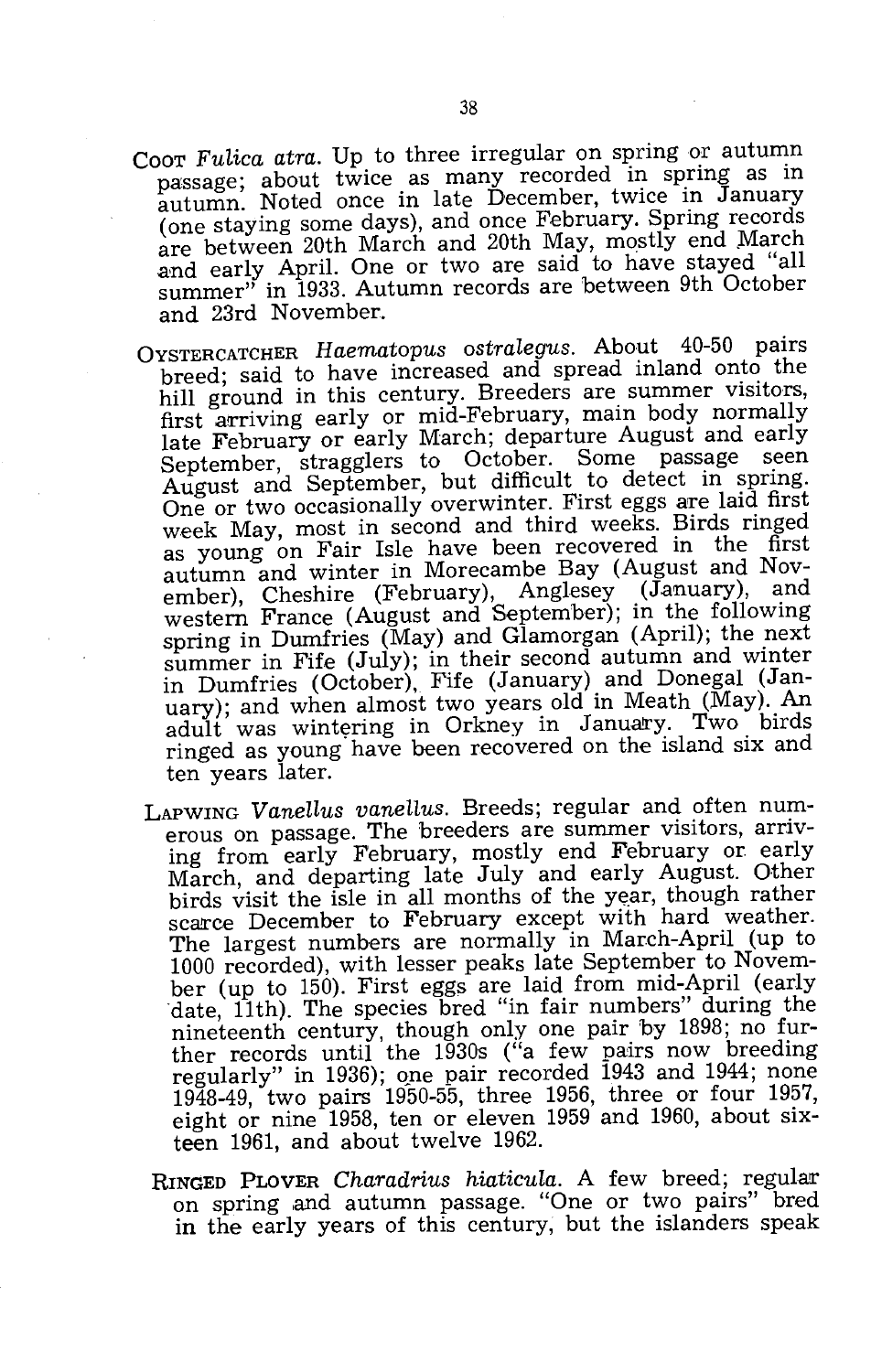COOT *Fulica atra*. Up to three irregular on spring or autumn passage; about twice as many recorded in spring as in autumn. Noted once in late December, twice in January (one staying some days), and once February. Spring records are between 20th March and 20th May, mostly end March and early April. One or two are said to have stayed "all summer" in 1933. Autumn records are between 9th October and 23rd November.

OYSTERCATCHER *Haematopus ostralegus*. About 40-50 pairs breed; said to have increased and spread inland onto the hill ground in this century. Breeders are summer visitors, first arriving early or mid-February, main body normally late February or early March; departure August and early September, stragglers to October. Some passage seen August and September, but difficult to detect in spring. One or two occasionally overwinter. First eggs are laid first week May, most in second and third weeks. Birds ringed as young on Fair Isle have been recovered in the first autumn and winter in Morecambe Bay (August and November), Cheshire (February), Anglesey (January), and western France (August and September); in the following spring in Dumfries (May) and Glamorgan (April); the next summer in Fife (July); in their second autumn and winter in Dumfries (October), Fife (January) and Donegal (January); and when almost two years old in Meath (May). An adult was wintering in Orkney in January. Two birds ringed as young have been recovered on the island six and ten years later.

LAPWING *Vanellus vanellus*. Breeds; regular and often numerous on passage. The breeders are summer visitors, arriving from early February, mostly end February or early March, and departing late July and early August. Other birds visit the isle in all months of the year, though rather scarce December to February except with hard weather. The largest numbers are normally in March-April (up to 1000 recorded), with lesser peaks late September to November (up to 150). First eggs are laid from mid-April (early date, 11th). The species bred "in fair numbers" during the nineteenth century, though only one pair by 1898; no further records until the 1930s ("a few pairs now breeding regularly" in 1936); one pair recorded 1943 and 1944; none 1948-49, two pairs 1950-55, three 1956, three or four 1957, eight or nine 1958, ten or eleven 1959 and 1960, about sixteen 1961, and about twelve 1962.

RINGED PLOVER *Charadrius hiaticula*. A few breed; regular on spring and autumn passage. "One or two pairs" bred in the early years of this century, but the islanders speak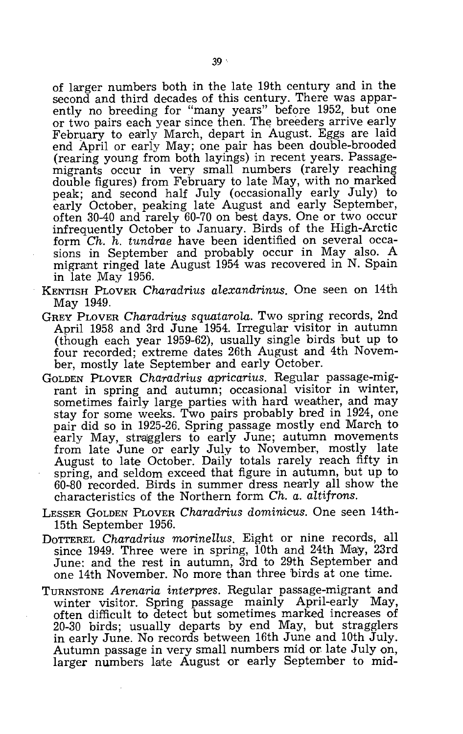of larger numbers both in the late 19th century and in the second and third decades of this century. There was apparently no breeding for "many years" before 1952, but one or two pairs each year since then. The breeders arrive early February to early March, depart in August. Eggs are laid end April or early May; one pair has been double-brooded (rearing young from both layings) in recent years. Passage-migrants occur in very small numbers (rarely reaching double figures) from February to late May, with no marked peak; and second half July (occasionally early July) to early October, peaking late August and early September, often 30-40 and rarely 60-70 on best days. One or two occur infrequently October to January. Birds of the High-Arctic form *Ch. h. tundrae* have been identified on several occasions in September and probably occur in May also. A migrant ringed late August 1954 was recovered in N. Spain in late May 1956.

KENTISH PLOVER *Charadrius alexandrinus*. One seen on 14th May 1949.

GREY PLOVER *Charadrius squatarola*. Two spring records, 2nd April 1958 and 3rd June 1954. Irregular visitor in autumn (though each year 1959-62), usually single birds but up to four recorded; extreme dates 26th August and 4th November, mostly late September and early October.

GOLDEN PLOVER *Charadrius apricarius*. Regular passage-migrant in spring and autumn; occasional visitor in winter, sometimes fairly large parties with hard weather, and may stay for some weeks. Two pairs probably bred in 1924, one pair did so in 1925-26. Spring passage mostly end March to early May, stragglers to early June; autumn movements from late June or early July to November, mostly late August to late October. Daily totals rarely reach fifty in spring, and seldom exceed that figure in autumn, but up to 60-80 recorded. Birds in summer dress nearly all show the characteristics of the Northern form *Ch. a. altifrons*.

LESSER GOLDEN PLOVER *Charadrius dominicus*. One seen 14th-15th September 1956.

DOTTEREL *Charadrius morinellus*. Eight or nine records, all since 1949. Three were in spring, 10th and 24th May, 23rd June: and the rest in autumn, 3rd to 29th September and one 14th November. No more than three birds at one time.

TURNSTONE *Arenaria interpres*. Regular passage-migrant and winter visitor. Spring passage mainly April-early May, often difficult to detect but sometimes marked increases of 20-30 birds; usually departs by end May, but stragglers in early June. No records between 16th June and 10th July. Autumn passage in very small numbers mid or late July on, larger numbers late August or early September to mid-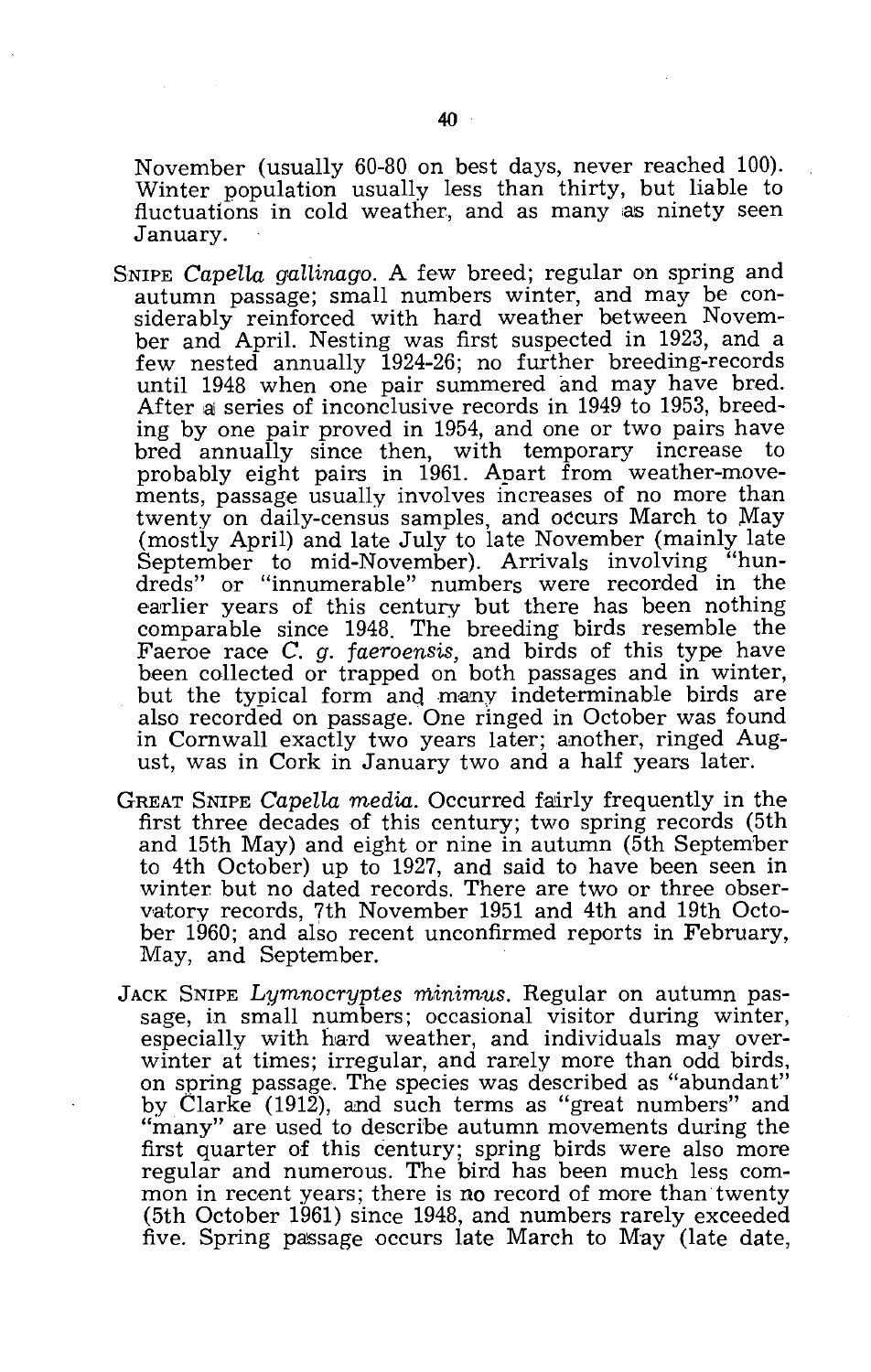November (usually 60-80 on best days, never reached 100). Winter population usually less than thirty, but liable to fluctuations in cold weather, and as many as ninety seen January.

SNIPE *Capella gallinago*. A few breed; regular on spring and autumn passage; small numbers winter, and may be considerably reinforced with hard weather between November and April. Nesting was first suspected in 1923, and a few nested annually 1924-26; no further breeding-records until 1948 when one pair summered and may have bred. After a series of inconclusive records in 1949 to 1953, breeding by one pair proved in 1954, and one or two pairs have bred annually since then, with temporary increase to probably eight pairs in 1961. Apart from weather-movements, passage usually involves increases of no more than twenty on daily-census samples, and occurs March to May (mostly April) and late July to late November (mainly late September to mid-November). Arrivals involving "hundreds" or "innumerable" numbers were recorded in the earlier years of this century but there has been nothing comparable since 1948. The breeding birds resemble the Faeroe race *C. g. faeroensis*, and birds of this type have been collected or trapped on both passages and in winter, but the typical form and many indeterminable birds are also recorded on passage. One ringed in October was found in Cornwall exactly two years later; another, ringed August, was in Cork in January two and a half years later.

GREAT SNIPE *Capella media*. Occurred fairly frequently in the first three decades of this century; two spring records (5th and 15th May) and eight or nine in autumn (5th September to 4th October) up to 1927, and said to have been seen in winter but no dated records. There are two or three observatory records, 7th November 1951 and 4th and 19th October 1960; and also recent unconfirmed reports in February, May, and September.

JACK SNIPE *Lymnocryptes minimus*. Regular on autumn passage, in small numbers; occasional visitor during winter, especially with hard weather, and individuals may overwinter at times; irregular, and rarely more than odd birds, on spring passage. The species was described as "abundant" by Clarke (1912), and such terms as "great numbers" and "many" are used to describe autumn movements during the first quarter of this century; spring birds were also more regular and numerous. The bird has been much less common in recent years; there is no record of more than twenty (5th October 1961) since 1948, and numbers rarely exceeded five. Spring passage occurs late March to May (late date,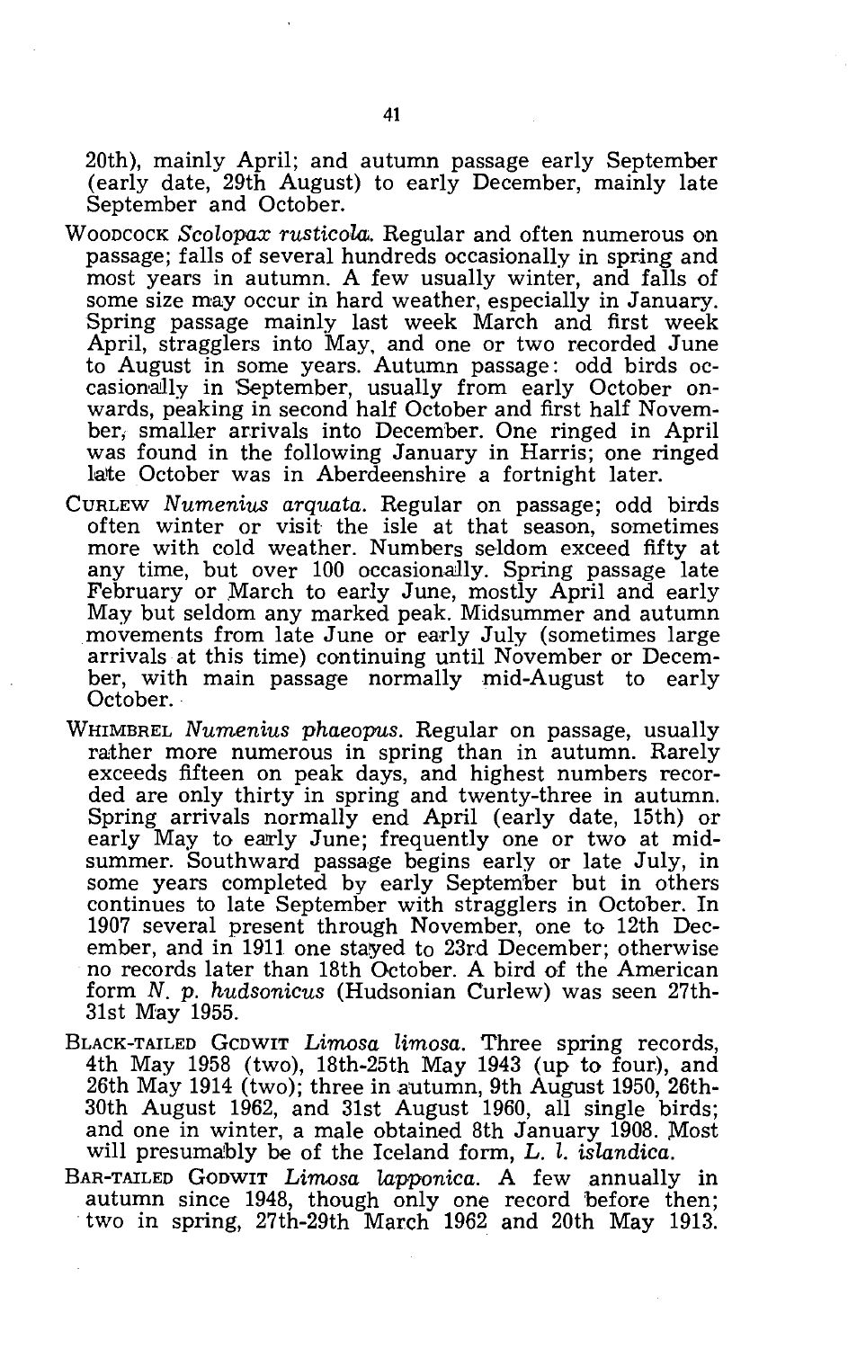20th), mainly April; and autumn passage early September (early date, 29th August) to early December, mainly late September and October.

WOODCOCK *Scolopax rusticola*. Regular and often numerous on passage; falls of several hundreds occasionally in spring and most years in autumn. A few usually winter, and falls of some size may occur in hard weather, especially in January. Spring passage mainly last week March and first week April, stragglers into May, and one or two recorded June to August in some years. Autumn passage: odd birds occasionally in September, usually from early October onwards, peaking in second half October and first half November, smaller arrivals into December. One ringed in April was found in the following January in Harris; one ringed late October was in Aberdeenshire a fortnight later.

CURLEW *Numenius arquata*. Regular on passage; odd birds often winter or visit the isle at that season, sometimes more with cold weather. Numbers seldom exceed fifty at any time, but over 100 occasionally. Spring passage late February or March to early June, mostly April and early May but seldom any marked peak. Midsummer and autumn movements from late June or early July (sometimes large arrivals at this time) continuing until November or December, with main passage normally mid-August to early October.

WHIMBREL *Numenius phaeopus*. Regular on passage, usually rather more numerous in spring than in autumn. Rarely exceeds fifteen on peak days, and highest numbers recorded are only thirty in spring and twenty-three in autumn. Spring arrivals normally end April (early date, 15th) or early May to early June; frequently one or two at midsummer. Southward passage begins early or late July, in some years completed by early September but in others continues to late September with stragglers in October. In 1907 several present through November, one to 12th December, and in 1911 one stayed to 23rd December; otherwise no records later than 18th October. A bird of the American form *N. p. hudsonicus* (Hudsonian Curlew) was seen 27th-31st May 1955.

BLACK-TAILED GODWIT *Limosa limosa*. Three spring records, 4th May 1958 (two), 18th-25th May 1943 (up to four), and 26th May 1914 (two); three in autumn, 9th August 1950, 26th-30th August 1962, and 31st August 1960, all single birds; and one in winter, a male obtained 8th January 1908. Most will presumably be of the Iceland form, *L. l. islandica*.

BAR-TAILED GODWIT *Limosa lapponica*. A few annually in autumn since 1948, though only one record before then; two in spring, 27th-29th March 1962 and 20th May 1913.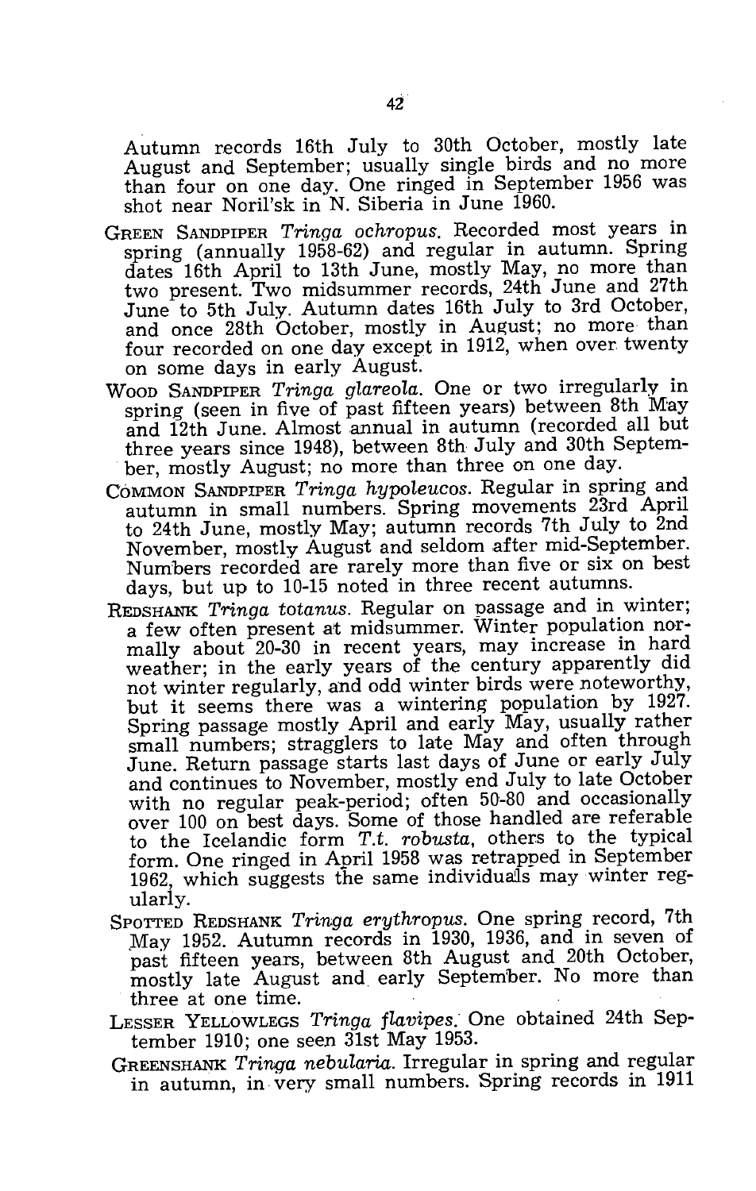Autumn records 16th July to 30th October, mostly late August and September; usually single birds and no more than four on one day. One ringed in September 1956 was shot near Noril'sk in N. Siberia in June 1960.

GREEN SANDPIPER *Tringa ochropus*. Recorded most years in spring (annually 1958-62) and regular in autumn. Spring dates 16th April to 13th June, mostly May, no more than two present. Two midsummer records, 24th June and 27th June to 5th July. Autumn dates 16th July to 3rd October, and once 28th October, mostly in August; no more than four recorded on one day except in 1912, when over twenty on some days in early August.

WOOD SANDPIPER *Tringa glareola*. One or two irregularly in spring (seen in five of past fifteen years) between 8th May and 12th June. Almost annual in autumn (recorded all but three years since 1948), between 8th July and 30th September, mostly August; no more than three on one day.

COMMON SANDPIPER *Tringa hypoleucos*. Regular in spring and autumn in small numbers. Spring movements 23rd April to 24th June, mostly May; autumn records 7th July to 2nd November, mostly August and seldom after mid-September. Numbers recorded are rarely more than five or six on best days, but up to 10-15 noted in three recent autumns.

REDSHANK *Tringa totanus*. Regular on passage and in winter; a few often present at midsummer. Winter population normally about 20-30 in recent years, may increase in hard weather; in the early years of the century apparently did not winter regularly, and odd winter birds were noteworthy, but it seems there was a wintering population by 1927. Spring passage mostly April and early May, usually rather small numbers; stragglers to late May and often through June. Return passage starts last days of June or early July and continues to November, mostly end July to late October with no regular peak-period; often 50-80 and occasionally over 100 on best days. Some of those handled are referable to the Icelandic form *T.t. robusta*, others to the typical form. One ringed in April 1958 was retrapped in September 1962, which suggests the same individuals may winter regularly.

SPOTTED REDSHANK *Tringa erythropus*. One spring record, 7th May 1952. Autumn records in 1930, 1936, and in seven of past fifteen years, between 8th August and 20th October, mostly late August and early September. No more than three at one time.

LESSER YELLOWLEGS *Tringa flavipes*. One obtained 24th September 1910; one seen 31st May 1953.

GREENSHANK *Tringa nebularia*. Irregular in spring and regular in autumn, in very small numbers. Spring records in 1911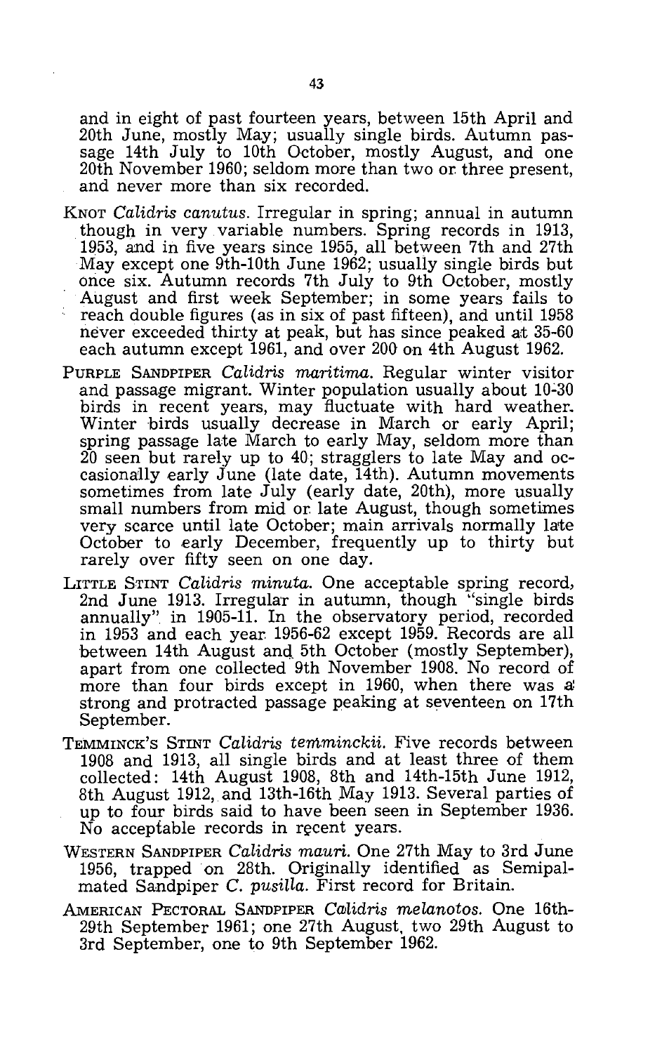and in eight of past fourteen years, between 15th April and 20th June, mostly May; usually single birds. Autumn passage 14th July to 10th October, mostly August, and one 20th November 1960; seldom more than two or three present, and never more than six recorded.

KNOT *Calidris canutus*. Irregular in spring; annual in autumn though in very variable numbers. Spring records in 1913, 1953, and in five years since 1955, all between 7th and 27th May except one 9th-10th June 1962; usually single birds but once six. Autumn records 7th July to 9th October, mostly August and first week September; in some years fails to reach double figures (as in six of past fifteen), and until 1958 never exceeded thirty at peak, but has since peaked at 35-60 each autumn except 1961, and over 200 on 4th August 1962.

PURPLE SANDPIPER *Calidris maritima*. Regular winter visitor and passage migrant. Winter population usually about 10-30 birds in recent years, may fluctuate with hard weather. Winter birds usually decrease in March or early April; spring passage late March to early May, seldom more than 20 seen but rarely up to 40; stragglers to late May and occasionally early June (late date, 14th). Autumn movements sometimes from late July (early date, 20th), more usually small numbers from mid or late August, though sometimes very scarce until late October; main arrivals normally late October to early December, frequently up to thirty but rarely over fifty seen on one day.

LITTLE STINT *Calidris minuta*. One acceptable spring record, 2nd June 1913. Irregular in autumn, though "single birds annually" in 1905-11. In the observatory period, recorded in 1953 and each year 1956-62 except 1959. Records are all between 14th August and 5th October (mostly September), apart from one collected 9th November 1908. No record of more than four birds except in 1960, when there was a strong and protracted passage peaking at seventeen on 17th September.

TEMMINCK'S STINT *Calidris temminckii*. Five records between 1908 and 1913, all single birds and at least three of them collected: 14th August 1908, 8th and 14th-15th June 1912, 8th August 1912, and 13th-16th May 1913. Several parties of up to four birds said to have been seen in September 1936. No acceptable records in recent years.

WESTERN SANDPIPER *Calidris mauri*. One 27th May to 3rd June 1956, trapped on 28th. Originally identified as Semipalmated Sandpiper *C. pusilla*. First record for Britain.

AMERICAN PECTORAL SANDPIPER *Calidris melanotos*. One 16th-29th September 1961; one 27th August, two 29th August to 3rd September, one to 9th September 1962.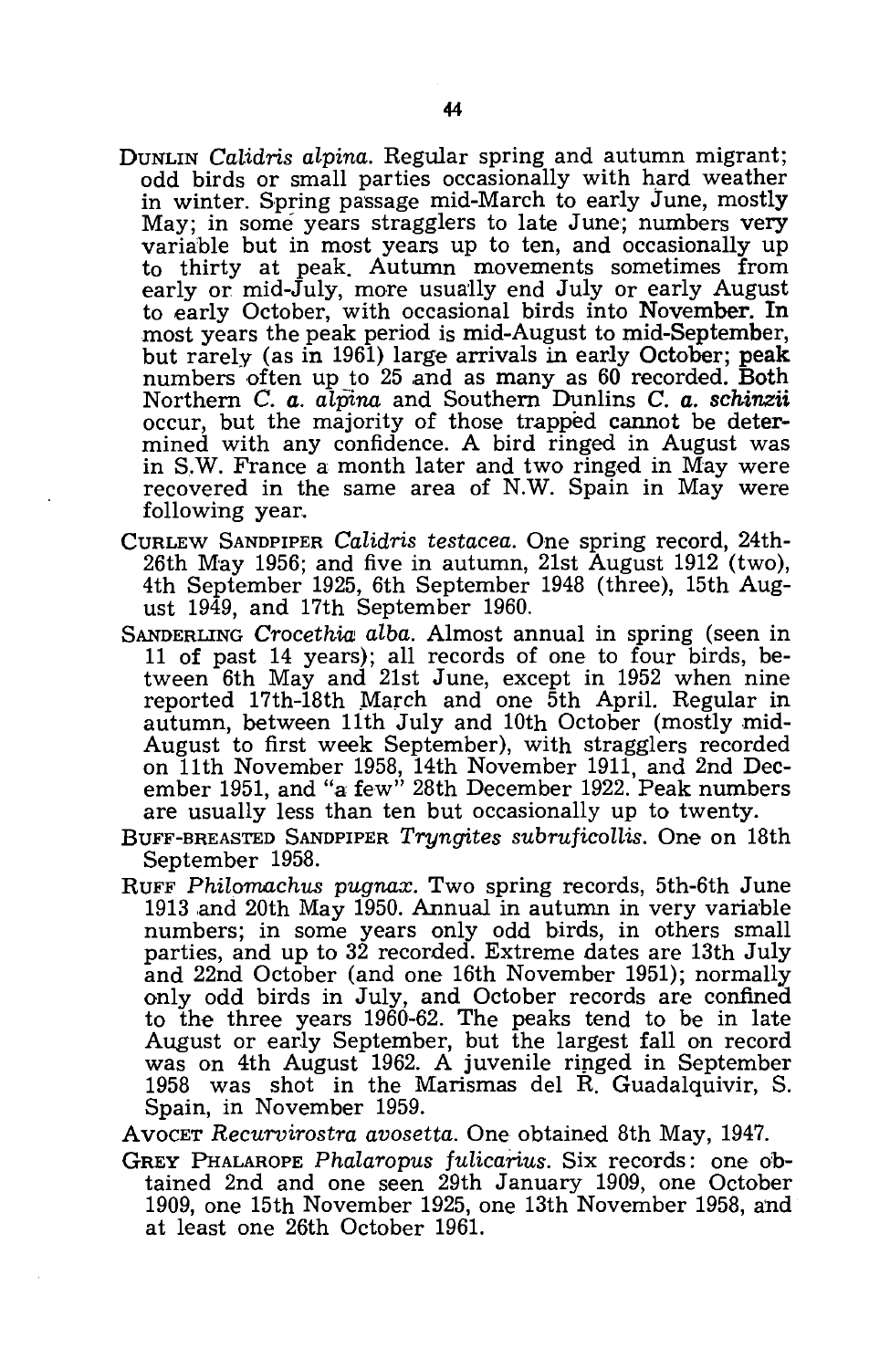DUNLIN *Calidris alpina*. Regular spring and autumn migrant; odd birds or small parties occasionally with hard weather in winter. Spring passage mid-March to early June, mostly May; in some years stragglers to late June; numbers very variable but in most years up to ten, and occasionally up to thirty at peak. Autumn movements sometimes from early or mid-July, more usually end July or early August to early October, with occasional birds into November. In most years the peak period is mid-August to mid-September, but rarely (as in 1961) large arrivals in early October; peak numbers often up to 25 and as many as 60 recorded. Both Northern *C. a. alpina* and Southern Dunlins *C. a. schinzii* occur, but the majority of those trapped cannot be determined with any confidence. A bird ringed in August was in S.W. France a month later and two ringed in May were recovered in the same area of N.W. Spain in May were following year.

CURLEW SANDPIPER *Calidris testacea*. One spring record, 24th-26th May 1956; and five in autumn, 21st August 1912 (two), 4th September 1925, 6th September 1948 (three), 15th August 1949, and 17th September 1960.

SANDERLING *Crocethia alba*. Almost annual in spring (seen in 11 of past 14 years); all records of one to four birds, between 6th May and 21st June, except in 1952 when nine reported 17th-18th March and one 5th April. Regular in autumn, between 11th July and 10th October (mostly mid-August to first week September), with stragglers recorded on 11th November 1958, 14th November 1911, and 2nd December 1951, and "a few" 28th December 1922. Peak numbers are usually less than ten but occasionally up to twenty.

BUFF-BREASTED SANDPIPER *Tryngites subruficollis*. One on 18th September 1958.

RUFF *Philomachus pugnax*. Two spring records, 5th-6th June 1913 and 20th May 1950. Annual in autumn in very variable numbers; in some years only odd birds, in others small parties, and up to 32 recorded. Extreme dates are 13th July and 22nd October (and one 16th November 1951); normally only odd birds in July, and October records are confined to the three years 1960-62. The peaks tend to be in late August or early September, but the largest fall on record was on 4th August 1962. A juvenile ringed in September 1958 was shot in the Marismas del R. Guadalquivir, S. Spain, in November 1959.

AVOCET *Recurvirostra avosetta*. One obtained 8th May, 1947.

GREY PHALAROPE *Phalaropus fulicarius*. Six records: one obtained 2nd and one seen 29th January 1909, one October 1909, one 15th November 1925, one 13th November 1958, and at least one 26th October 1961.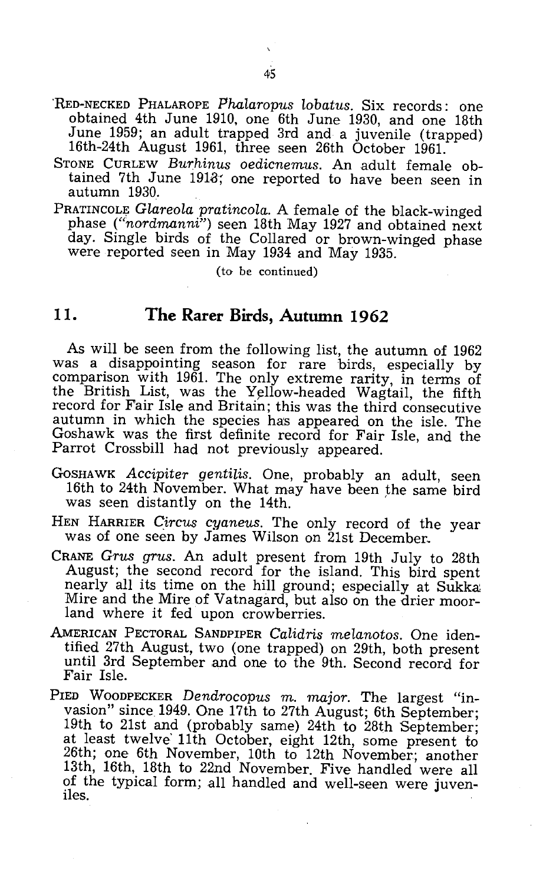RED-NECKED PHALAROPE *Phalaropus lobatus*. Six records: one obtained 4th June 1910, one 6th June 1930, and one 18th June 1959; an adult trapped 3rd and a juvenile (trapped) 16th-24th August 1961, three seen 26th October 1961.

STONE CURLEW *Burhinus oedicnemus*. An adult female obtained 7th June 1913; one reported to have been seen in autumn 1930.

PRATINCOLE *Glareola pratincola*. A female of the black-winged phase ("*nordmanni*") seen 18th May 1927 and obtained next day. Single birds of the Collared or brown-winged phase were reported seen in May 1934 and May 1935.

(to be continued)

## 11. The Rarer Birds, Autumn 1962

As will be seen from the following list, the autumn of 1962 was a disappointing season for rare birds, especially by comparison with 1961. The only extreme rarity, in terms of the British List, was the Yellow-headed Wagtail, the fifth record for Fair Isle and Britain; this was the third consecutive autumn in which the species has appeared on the isle. The Goshawk was the first definite record for Fair Isle, and the Parrot Crossbill had not previously appeared.

GOSHAWK *Accipiter gentilis*. One, probably an adult, seen 16th to 24th November. What may have been the same bird was seen distantly on the 14th.

HEN HARRIER *Circus cyaneus*. The only record of the year was of one seen by James Wilson on 21st December.

CRANE *Grus grus*. An adult present from 19th July to 28th August; the second record for the island. This bird spent nearly all its time on the hill ground; especially at Sukka Mire and the Mire of Vatnagard, but also on the drier moorland where it fed upon crowberries.

AMERICAN PECTORAL SANDPIPER *Calidris melanotos*. One identified 27th August, two (one trapped) on 29th, both present until 3rd September and one to the 9th. Second record for Fair Isle.

PIED WOODPECKER *Dendrocopus m. major*. The largest "invasion" since 1949. One 17th to 27th August; 6th September; 19th to 21st and (probably same) 24th to 28th September; at least twelve 11th October, eight 12th, some present to 26th; one 6th November, 10th to 12th November; another 13th, 16th, 18th to 22nd November. Five handled were all of the typical form; all handled and well-seen were juveniles.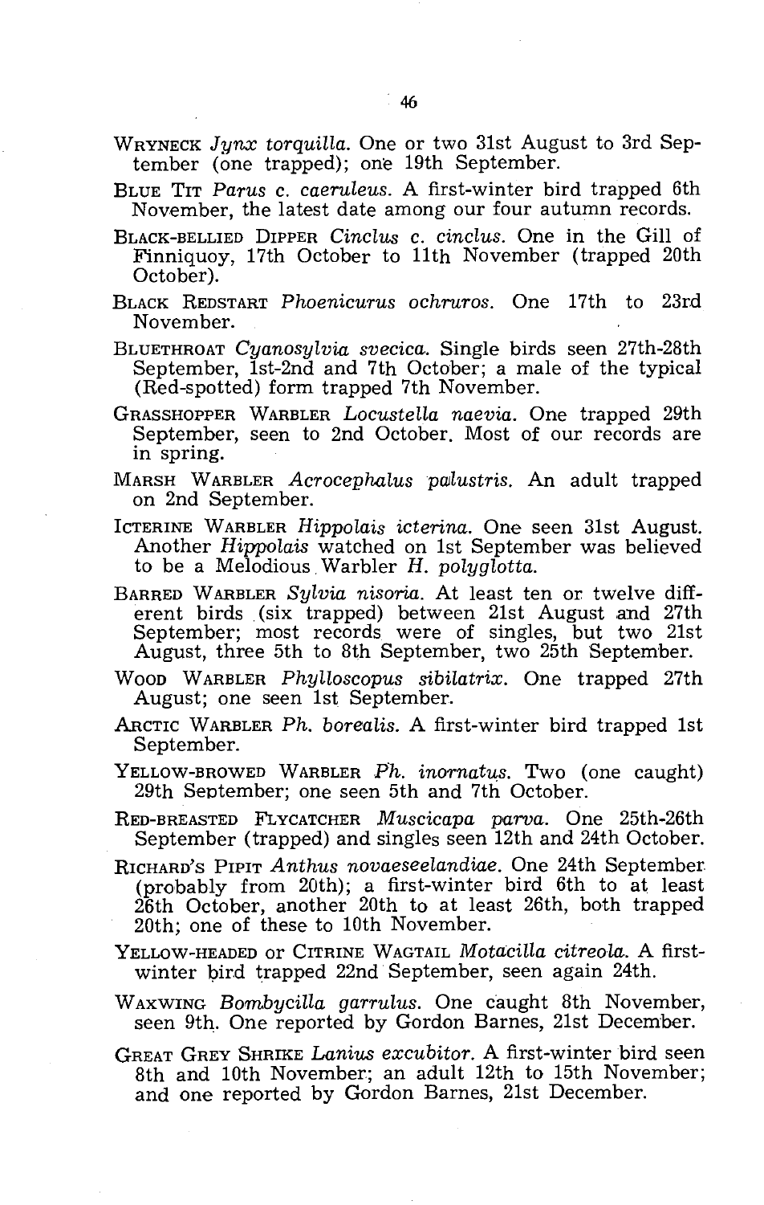WRYNECK *Jynx torquilla*. One or two 31st August to 3rd September (one trapped); one 19th September.

BLUE TIT *Parus c. caeruleus*. A first-winter bird trapped 6th November, the latest date among our four autumn records.

BLACK-BELLIED DIPPER *Cinclus c. cinclus*. One in the Gill of Finniquoy, 17th October to 11th November (trapped 20th October).

BLACK REDSTART *Phoenicurus ochruros*. One 17th to 23rd November.

BLUETHROAT *Cyanosylvia svecica*. Single birds seen 27th-28th September, 1st-2nd and 7th October; a male of the typical (Red-spotted) form trapped 7th November.

GRASSHOPPER WARBLER *Locustella naevia*. One trapped 29th September, seen to 2nd October. Most of our records are in spring.

MARSH WARBLER *Acrocephalus palustris*. An adult trapped on 2nd September.

ICTERINE WARBLER *Hippolais icterina*. One seen 31st August. Another *Hippolais* watched on 1st September was believed to be a Melodious Warbler *H. polyglotta*.

BARRED WARBLER *Sylvia nisoria*. At least ten or twelve different birds (six trapped) between 21st August and 27th September; most records were of singles, but two 21st August, three 5th to 8th September, two 25th September.

WOOD WARBLER *Phylloscopus sibilatrix*. One trapped 27th August; one seen 1st September.

ARCTIC WARBLER *Ph. borealis*. A first-winter bird trapped 1st September.

YELLOW-BROWED WARBLER *Ph. inornatus*. Two (one caught) 29th September; one seen 5th and 7th October.

RED-BREASTED FLYCATCHER *Muscicapa parva*. One 25th-26th September (trapped) and singles seen 12th and 24th October.

RICHARD'S PIPIT *Anthus novaeseelandiae*. One 24th September (probably from 20th); a first-winter bird 6th to at least 26th October, another 20th to at least 26th, both trapped 20th; one of these to 10th November.

YELLOW-HEADED or CITRINE WAGTAIL *Motacilla citreola*. A first-winter bird trapped 22nd September, seen again 24th.

WAXWING *Bombycilla garrulus*. One caught 8th November, seen 9th. One reported by Gordon Barnes, 21st December.

GREAT GREY SHRIKE *Lanius excubitor*. A first-winter bird seen 8th and 10th November; an adult 12th to 15th November; and one reported by Gordon Barnes, 21st December.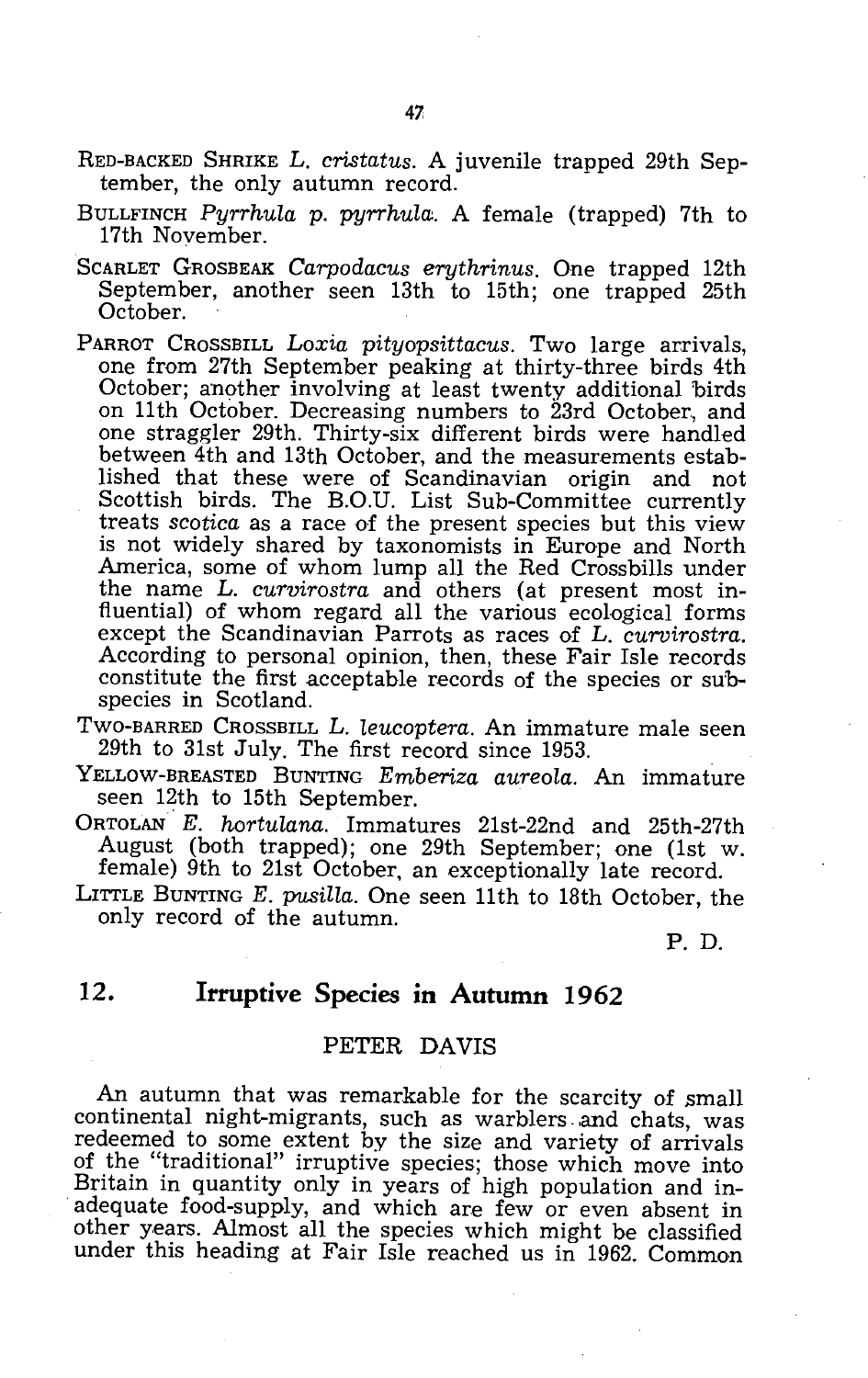RED-BACKED SHRIKE *L. cristatus*. A juvenile trapped 29th September, the only autumn record.

BULLFINCH *Pyrrhula p. pyrrhula*. A female (trapped) 7th to 17th November.

SCARLET GROSBEAK *Carpodacus erythrinus*. One trapped 12th September, another seen 13th to 15th; one trapped 25th October.

PARROT CROSSBILL *Loxia pityopsittacus*. Two large arrivals, one from 27th September peaking at thirty-three birds 4th October; another involving at least twenty additional birds on 11th October. Decreasing numbers to 23rd October, and one straggler 29th. Thirty-six different birds were handled between 4th and 13th October, and the measurements established that these were of Scandinavian origin and not Scottish birds. The B.O.U. List Sub-Committee currently treats *scotica* as a race of the present species but this view is not widely shared by taxonomists in Europe and North America, some of whom lump all the Red Crossbills under the name *L. curvirostra* and others (at present most influential) of whom regard all the various ecological forms except the Scandinavian Parrots as races of *L. curvirostra*. According to personal opinion, then, these Fair Isle records constitute the first acceptable records of the species or subspecies in Scotland.

TWO-BARRED CROSSBILL *L. leucoptera*. An immature male seen 29th to 31st July. The first record since 1953.

YELLOW-BREASTED BUNTING *Emberiza aureola*. An immature seen 12th to 15th September.

ORTOLAN *E. hortulana*. Immatures 21st-22nd and 25th-27th August (both trapped); one 29th September; one (1st w. female) 9th to 21st October, an exceptionally late record.

LITTLE BUNTING *E. pusilla*. One seen 11th to 18th October, the only record of the autumn.

P. D.

## 12. Irruptive Species in Autumn 1962

PETER DAVIS

An autumn that was remarkable for the scarcity of small continental night-migrants, such as warblers and chats, was redeemed to some extent by the size and variety of arrivals of the "traditional" irruptive species; those which move into Britain in quantity only in years of high population and inadequate food-supply, and which are few or even absent in other years. Almost all the species which might be classified under this heading at Fair Isle reached us in 1962. Common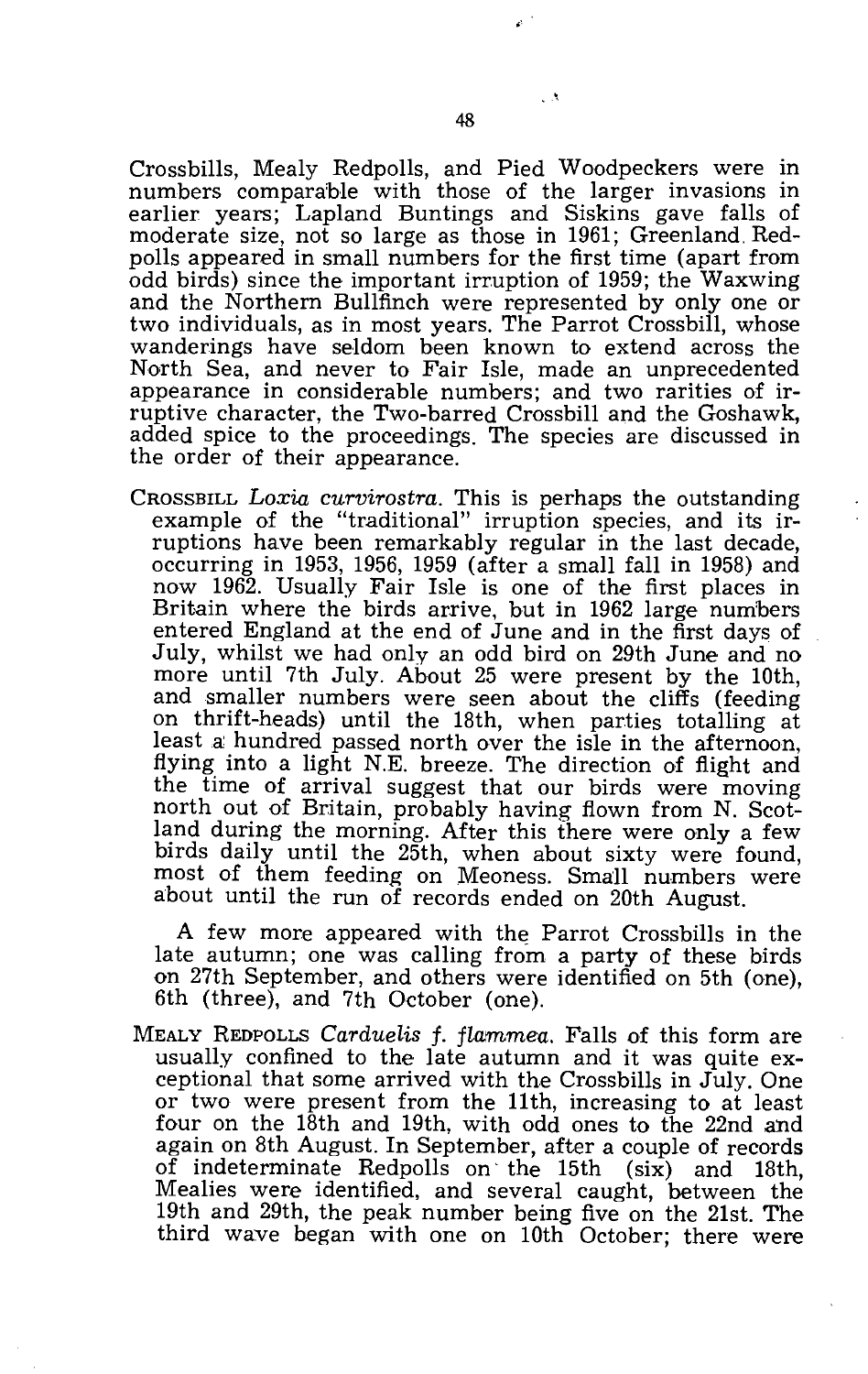Crossbills, Mealy Redpolls, and Pied Woodpeckers were in numbers comparable with those of the larger invasions in earlier years; Lapland Buntings and Siskins gave falls of moderate size, not so large as those in 1961; Greenland Redpolls appeared in small numbers for the first time (apart from odd birds) since the important irruption of 1959; the Waxwing and the Northern Bullfinch were represented by only one or two individuals, as in most years. The Parrot Crossbill, whose wanderings have seldom been known to extend across the North Sea, and never to Fair Isle, made an unprecedented appearance in considerable numbers; and two rarities of irruptive character, the Two-barred Crossbill and the Goshawk, added spice to the proceedings. The species are discussed in the order of their appearance.

CROSSBILL *Loxia curvirostra*. This is perhaps the outstanding example of the "traditional" irruption species, and its irruptions have been remarkably regular in the last decade, occurring in 1953, 1956, 1959 (after a small fall in 1958) and now 1962. Usually Fair Isle is one of the first places in Britain where the birds arrive, but in 1962 large numbers entered England at the end of June and in the first days of July, whilst we had only an odd bird on 29th June and no more until 7th July. About 25 were present by the 10th, and smaller numbers were seen about the cliffs (feeding on thrift-heads) until the 18th, when parties totalling at least a hundred passed north over the isle in the afternoon, flying into a light N.E. breeze. The direction of flight and the time of arrival suggest that our birds were moving north out of Britain, probably having flown from N. Scotland during the morning. After this there were only a few birds daily until the 25th, when about sixty were found, most of them feeding on Meoness. Small numbers were about until the run of records ended on 20th August.

A few more appeared with the Parrot Crossbills in the late autumn; one was calling from a party of these birds on 27th September, and others were identified on 5th (one), 6th (three), and 7th October (one).

MEALY REDPOLLS *Carduelis f. flammea*. Falls of this form are usually confined to the late autumn and it was quite exceptional that some arrived with the Crossbills in July. One or two were present from the 11th, increasing to at least four on the 18th and 19th, with odd ones to the 22nd and again on 8th August. In September, after a couple of records of indeterminate Redpolls on the 15th (six) and 18th, Mealies were identified, and several caught, between the 19th and 29th, the peak number being five on the 21st. The third wave began with one on 10th October; there were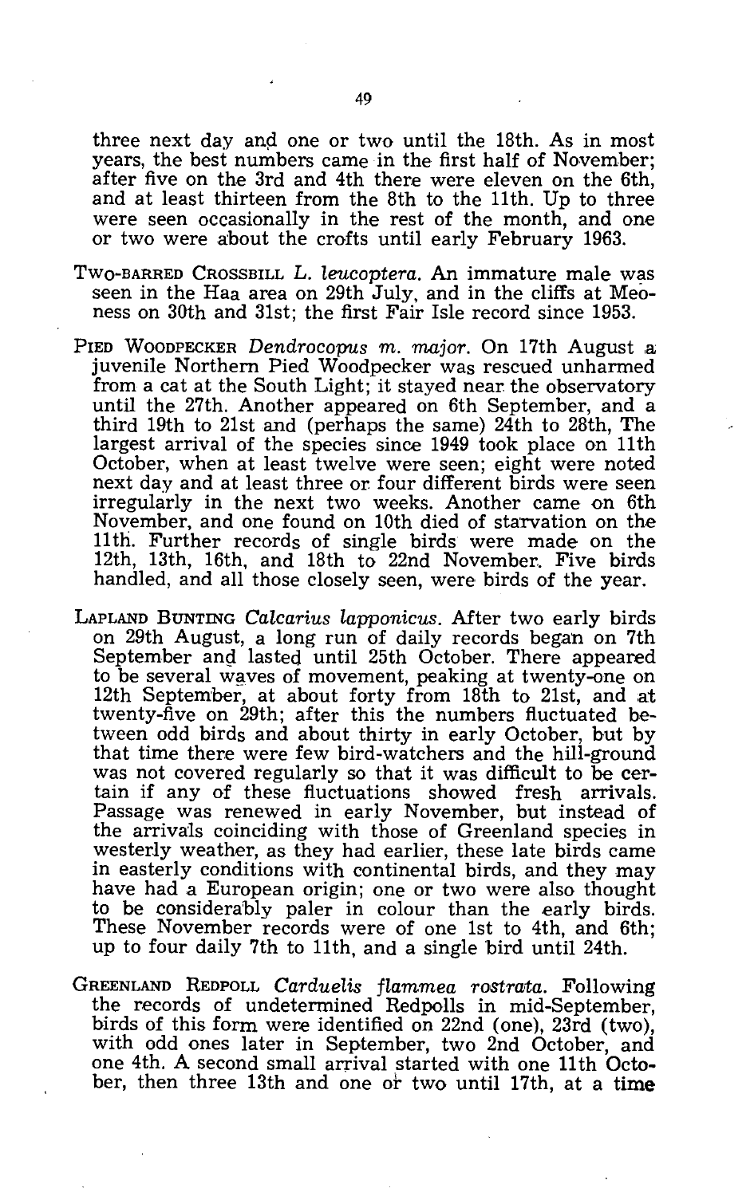three next day and one or two until the 18th. As in most years, the best numbers came in the first half of November; after five on the 3rd and 4th there were eleven on the 6th, and at least thirteen from the 8th to the 11th. Up to three were seen occasionally in the rest of the month, and one or two were about the crofts until early February 1963.

TWO-BARRED CROSSBILL *L. leucoptera*. An immature male was seen in the Haa area on 29th July, and in the cliffs at Meoness on 30th and 31st; the first Fair Isle record since 1953.

PIED WOODPECKER *Dendrocopus m. major*. On 17th August a juvenile Northern Pied Woodpecker was rescued unharmed from a cat at the South Light; it stayed near the observatory until the 27th. Another appeared on 6th September, and a third 19th to 21st and (perhaps the same) 24th to 28th, The largest arrival of the species since 1949 took place on 11th October, when at least twelve were seen; eight were noted next day and at least three or four different birds were seen irregularly in the next two weeks. Another came on 6th November, and one found on 10th died of starvation on the 11th. Further records of single birds were made on the 12th, 13th, 16th, and 18th to 22nd November. Five birds handled, and all those closely seen, were birds of the year.

LAPLAND BUNTING *Calcarius lapponicus*. After two early birds on 29th August, a long run of daily records began on 7th September and lasted until 25th October. There appeared to be several waves of movement, peaking at twenty-one on 12th September, at about forty from 18th to 21st, and at twenty-five on 29th; after this the numbers fluctuated between odd birds and about thirty in early October, but by that time there were few bird-watchers and the hill-ground was not covered regularly so that it was difficult to be certain if any of these fluctuations showed fresh arrivals. Passage was renewed in early November, but instead of the arrivals coinciding with those of Greenland species in westerly weather, as they had earlier, these late birds came in easterly conditions with continental birds, and they may have had a European origin; one or two were also thought to be considerably paler in colour than the early birds. These November records were of one 1st to 4th, and 6th; up to four daily 7th to 11th, and a single bird until 24th.

GREENLAND REDPOLL *Carduelis flammea rostrata*. Following the records of undetermined Redpolls in mid-September, birds of this form were identified on 22nd (one), 23rd (two), with odd ones later in September, two 2nd October, and one 4th. A second small arrival started with one 11th October, then three 13th and one or two until 17th, at a time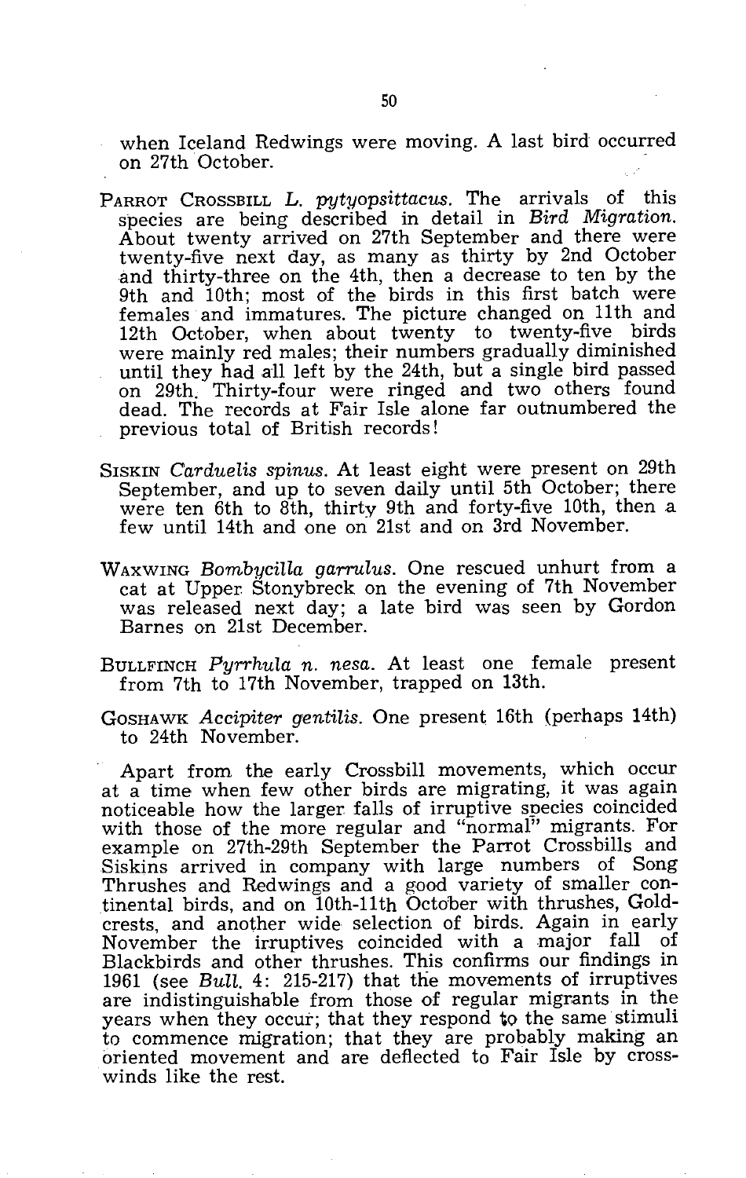when Iceland Redwings were moving. A last bird occurred on 27th October.

PARROT CROSSBILL *L. pytyopsittacus*. The arrivals of this species are being described in detail in *Bird Migration*. About twenty arrived on 27th September and there were twenty-five next day, as many as thirty by 2nd October and thirty-three on the 4th, then a decrease to ten by the 9th and 10th; most of the birds in this first batch were females and immatures. The picture changed on 11th and 12th October, when about twenty to twenty-five birds were mainly red males; their numbers gradually diminished until they had all left by the 24th, but a single bird passed on 29th. Thirty-four were ringed and two others found dead. The records at Fair Isle alone far outnumbered the previous total of British records!

SISKIN *Carduelis spinus*. At least eight were present on 29th September, and up to seven daily until 5th October; there were ten 6th to 8th, thirty 9th and forty-five 10th, then a few until 14th and one on 21st and on 3rd November.

WAXWING *Bombycilla garrulus*. One rescued unhurt from a cat at Upper Stonybreck on the evening of 7th November was released next day; a late bird was seen by Gordon Barnes on 21st December.

BULLFINCH *Pyrrhula n. nesa*. At least one female present from 7th to 17th November, trapped on 13th.

GOSHAWK *Accipiter gentilis*. One present 16th (perhaps 14th) to 24th November.

Apart from the early Crossbill movements, which occur at a time when few other birds are migrating, it was again noticeable how the larger falls of irruptive species coincided with those of the more regular and "normal" migrants. For example on 27th-29th September the Parrot Crossbills and Siskins arrived in company with large numbers of Song Thrushes and Redwings and a good variety of smaller continental birds, and on 10th-11th October with thrushes, Goldcrests, and another wide selection of birds. Again in early November the irruptives coincided with a major fall of Blackbirds and other thrushes. This confirms our findings in 1961 (see *Bull.* 4: 215-217) that the movements of irruptives are indistinguishable from those of regular migrants in the years when they occur; that they respond to the same stimuli to commence migration; that they are probably making an oriented movement and are deflected to Fair Isle by cross-winds like the rest.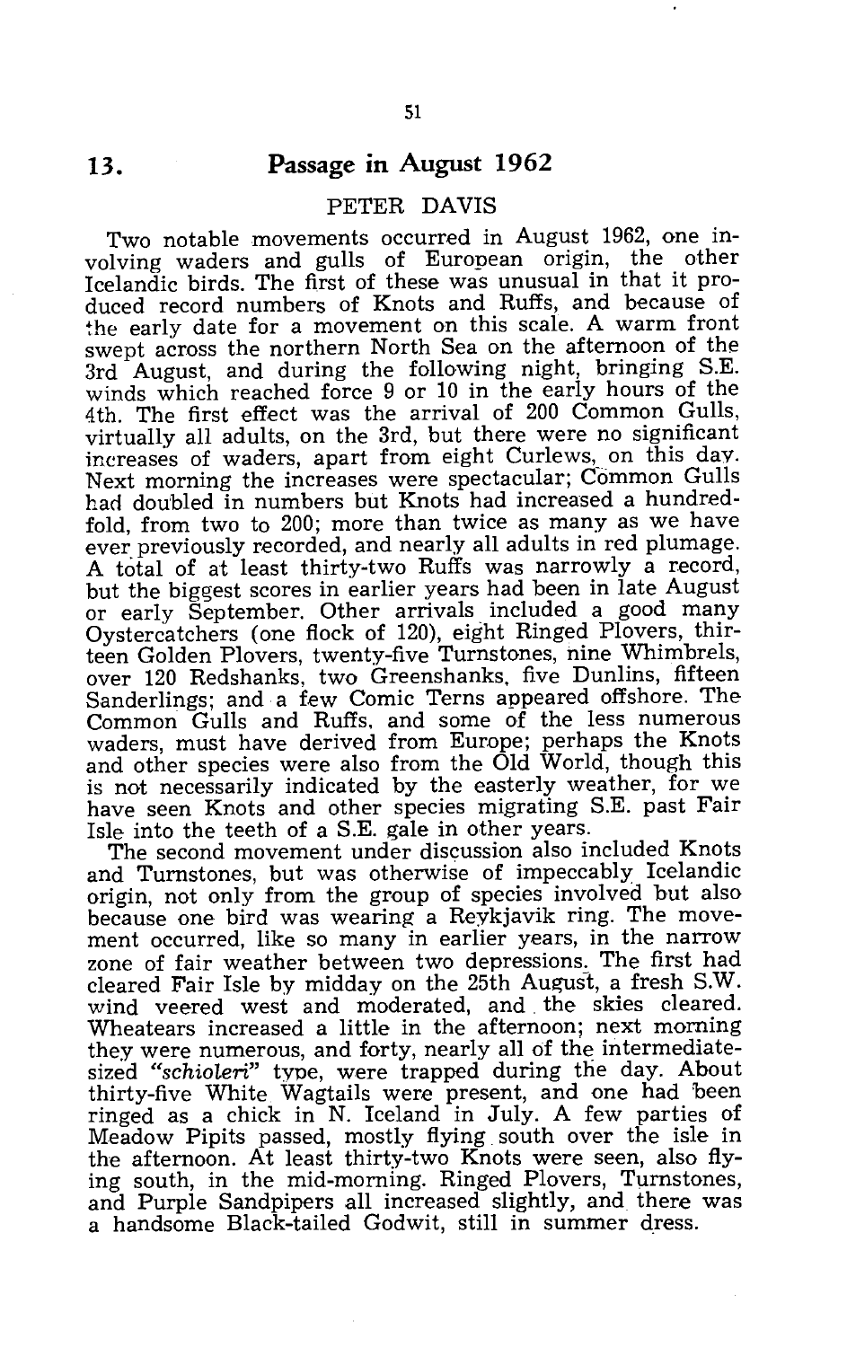## 13. Passage in August 1962

PETER DAVIS

Two notable movements occurred in August 1962, one involving waders and gulls of European origin, the other Icelandic birds. The first of these was unusual in that it produced record numbers of Knots and Ruffs, and because of the early date for a movement on this scale. A warm front swept across the northern North Sea on the afternoon of the 3rd August, and during the following night, bringing S.E. winds which reached force 9 or 10 in the early hours of the 4th. The first effect was the arrival of 200 Common Gulls, virtually all adults, on the 3rd, but there were no significant increases of waders, apart from eight Curlews, on this day. Next morning the increases were spectacular; Common Gulls had doubled in numbers but Knots had increased a hundred-fold, from two to 200; more than twice as many as we have ever previously recorded, and nearly all adults in red plumage. A total of at least thirty-two Ruffs was narrowly a record, but the biggest scores in earlier years had been in late August or early September. Other arrivals included a good many Oystercatchers (one flock of 120), eight Ringed Plovers, thirteen Golden Plovers, twenty-five Turnstones, nine Whimbrels, over 120 Redshanks, two Greenshanks, five Dunlins, fifteen Sanderlings; and a few Comic Terns appeared offshore. The Common Gulls and Ruffs, and some of the less numerous waders, must have derived from Europe; perhaps the Knots and other species were also from the Old World, though this is not necessarily indicated by the easterly weather, for we have seen Knots and other species migrating S.E. past Fair Isle into the teeth of a S.E. gale in other years.

The second movement under discussion also included Knots and Turnstones, but was otherwise of impeccably Icelandic origin, not only from the group of species involved but also because one bird was wearing a Reykjavik ring. The movement occurred, like so many in earlier years, in the narrow zone of fair weather between two depressions. The first had cleared Fair Isle by midday on the 25th August, a fresh S.W. wind veered west and moderated, and the skies cleared. Wheatears increased a little in the afternoon; next morning they were numerous, and forty, nearly all of the intermediate-sized *"schioleri"* type, were trapped during the day. About thirty-five White Wagtails were present, and one had been ringed as a chick in N. Iceland in July. A few parties of Meadow Pipits passed, mostly flying south over the isle in the afternoon. At least thirty-two Knots were seen, also flying south, in the mid-morning. Ringed Plovers, Turnstones, and Purple Sandpipers all increased slightly, and there was a handsome Black-tailed Godwit, still in summer dress.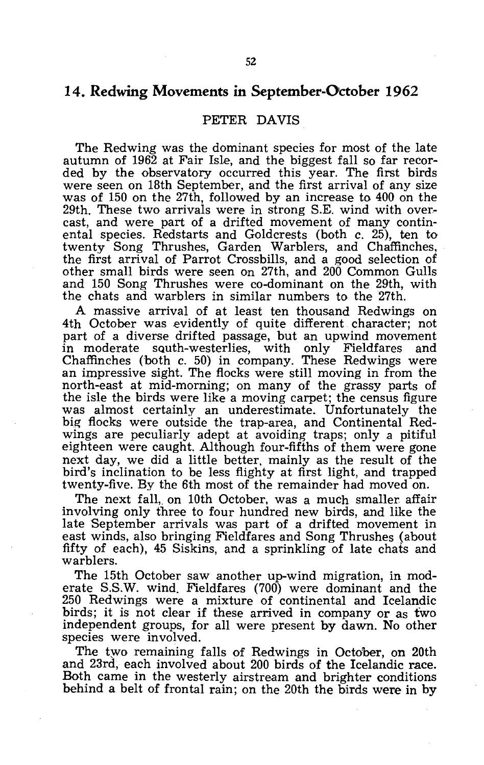## 14. Redwing Movements in September-October 1962

PETER DAVIS

The Redwing was the dominant species for most of the late autumn of 1962 at Fair Isle, and the biggest fall so far recorded by the observatory occurred this year. The first birds were seen on 18th September, and the first arrival of any size was of 150 on the 27th, followed by an increase to 400 on the 29th. These two arrivals were in strong S.E. wind with overcast, and were part of a drifted movement of many continental species. Redstarts and Goldcrests (both c. 25), ten to twenty Song Thrushes, Garden Warblers, and Chaffinches, the first arrival of Parrot Crossbills, and a good selection of other small birds were seen on 27th, and 200 Common Gulls and 150 Song Thrushes were co-dominant on the 29th, with the chats and warblers in similar numbers to the 27th.

A massive arrival of at least ten thousand Redwings on 4th October was evidently of quite different character; not part of a diverse drifted passage, but an upwind movement in moderate south-westerlies, with only Fieldfares and Chaffinches (both c. 50) in company. These Redwings were an impressive sight. The flocks were still moving in from the north-east at mid-morning; on many of the grassy parts of the isle the birds were like a moving carpet; the census figure was almost certainly an underestimate. Unfortunately the big flocks were outside the trap-area, and Continental Redwings are peculiarly adept at avoiding traps; only a pitiful eighteen were caught. Although four-fifths of them were gone next day, we did a little better, mainly as the result of the bird's inclination to be less flighty at first light, and trapped twenty-five. By the 6th most of the remainder had moved on.

The next fall, on 10th October, was a much smaller affair involving only three to four hundred new birds, and like the late September arrivals was part of a drifted movement in east winds, also bringing Fieldfares and Song Thrushes (about fifty of each), 45 Siskins, and a sprinkling of late chats and warblers.

The 15th October saw another up-wind migration, in moderate S.S.W. wind. Fieldfares (700) were dominant and the 250 Redwings were a mixture of continental and Icelandic birds; it is not clear if these arrived in company or as two independent groups, for all were present by dawn. No other species were involved.

The two remaining falls of Redwings in October, on 20th and 23rd, each involved about 200 birds of the Icelandic race. Both came in the westerly airstream and brighter conditions behind a belt of frontal rain; on the 20th the birds were in by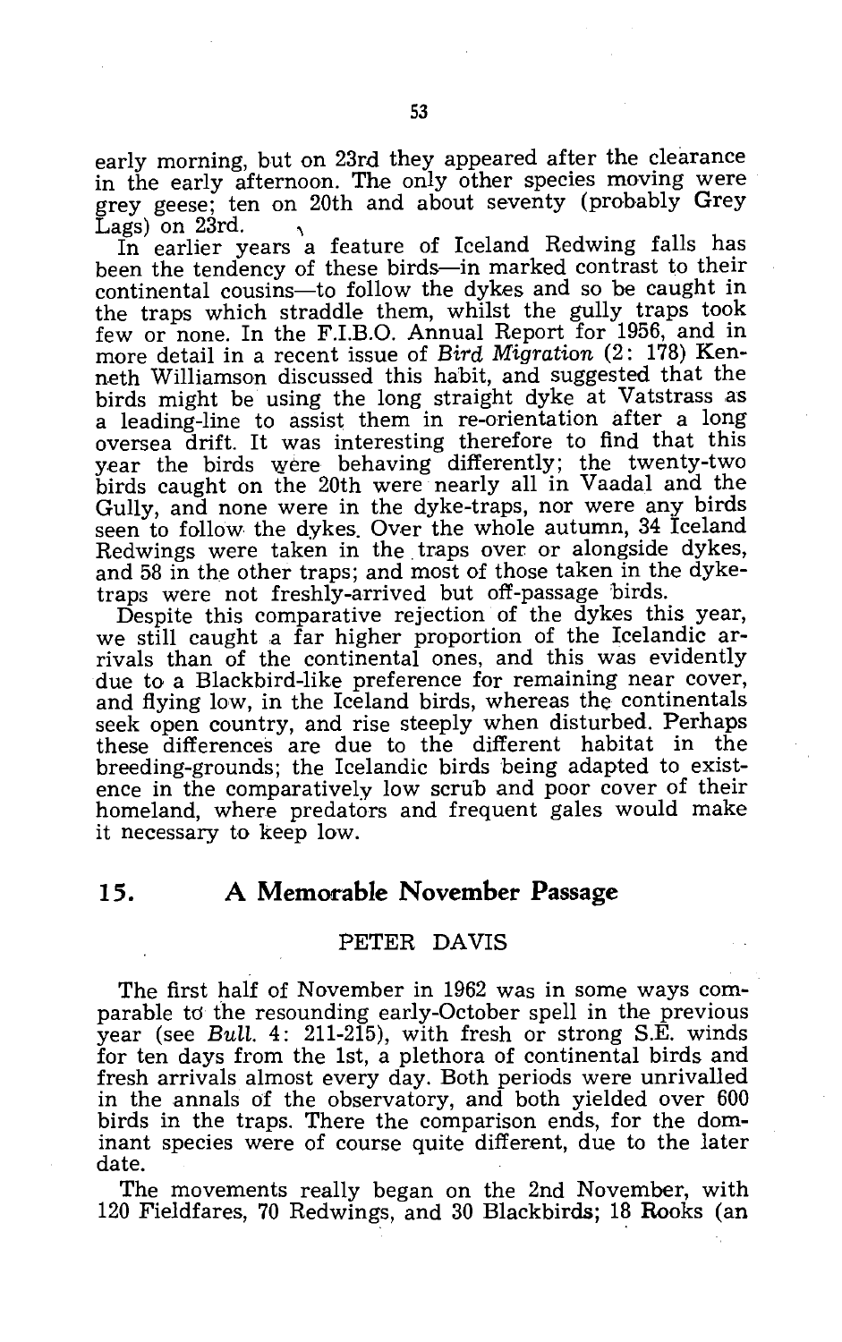early morning, but on 23rd they appeared after the clearance in the early afternoon. The only other species moving were grey geese; ten on 20th and about seventy (probably Grey Lags) on 23rd.

In earlier years a feature of Iceland Redwing falls has been the tendency of these birds—in marked contrast to their continental cousins—to follow the dykes and so be caught in the traps which straddle them, whilst the gully traps took few or none. In the F.I.B.O. Annual Report for 1956, and in more detail in a recent issue of *Bird Migration* (2: 178) Kenneth Williamson discussed this habit, and suggested that the birds might be using the long straight dyke at Vatstrass as a leading-line to assist them in re-orientation after a long oversea drift. It was interesting therefore to find that this year the birds were behaving differently; the twenty-two birds caught on the 20th were nearly all in Vaadal and the Gully, and none were in the dyke-traps, nor were any birds seen to follow the dykes. Over the whole autumn, 34 Iceland Redwings were taken in the traps over or alongside dykes, and 58 in the other traps; and most of those taken in the dyke-traps were not freshly-arrived but off-passage birds.

Despite this comparative rejection of the dykes this year, we still caught a far higher proportion of the Icelandic arrivals than of the continental ones, and this was evidently due to a Blackbird-like preference for remaining near cover, and flying low, in the Iceland birds, whereas the continentals seek open country, and rise steeply when disturbed. Perhaps these differences are due to the different habitat in the breeding-grounds; the Icelandic birds being adapted to existence in the comparatively low scrub and poor cover of their homeland, where predators and frequent gales would make it necessary to keep low.

## 15. A Memorable November Passage

PETER DAVIS

The first half of November in 1962 was in some ways comparable to the resounding early-October spell in the previous year (see *Bull.* 4: 211-215), with fresh or strong S.E. winds for ten days from the 1st, a plethora of continental birds and fresh arrivals almost every day. Both periods were unrivalled in the annals of the observatory, and both yielded over 600 birds in the traps. There the comparison ends, for the dominant species were of course quite different, due to the later date.

The movements really began on the 2nd November, with 120 Fieldfares, 70 Redwings, and 30 Blackbirds; 18 Rooks (an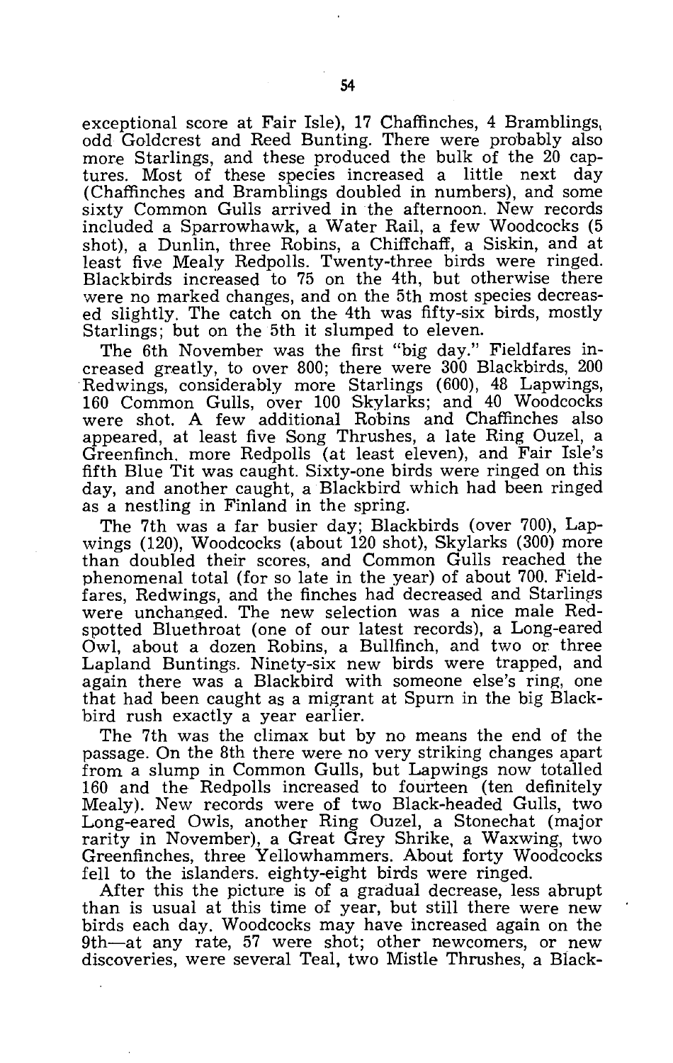exceptional score at Fair Isle), 17 Chaffinches, 4 Bramblings, odd Goldcrest and Reed Bunting. There were probably also more Starlings, and these produced the bulk of the 20 captures. Most of these species increased a little next day (Chaffinches and Bramblings doubled in numbers), and some sixty Common Gulls arrived in the afternoon. New records included a Sparrowhawk, a Water Rail, a few Woodcocks (5 shot), a Dunlin, three Robins, a Chiffchaff, a Siskin, and at least five Mealy Redpolls. Twenty-three birds were ringed. Blackbirds increased to 75 on the 4th, but otherwise there were no marked changes, and on the 5th most species decreased slightly. The catch on the 4th was fifty-six birds, mostly Starlings; but on the 5th it slumped to eleven.

The 6th November was the first "big day." Fieldfares increased greatly, to over 800; there were 300 Blackbirds, 200 Redwings, considerably more Starlings (600), 48 Lapwings, 160 Common Gulls, over 100 Skylarks; and 40 Woodcocks were shot. A few additional Robins and Chaffinches also appeared, at least five Song Thrushes, a late Ring Ouzel, a Greenfinch, more Redpolls (at least eleven), and Fair Isle's fifth Blue Tit was caught. Sixty-one birds were ringed on this day, and another caught, a Blackbird which had been ringed as a nestling in Finland in the spring.

The 7th was a far busier day; Blackbirds (over 700), Lapwings (120), Woodcocks (about 120 shot), Skylarks (300) more than doubled their scores, and Common Gulls reached the phenomenal total (for so late in the year) of about 700. Fieldfares, Redwings, and the finches had decreased and Starlings were unchanged. The new selection was a nice male Red-spotted Bluethroat (one of our latest records), a Long-eared Owl, about a dozen Robins, a Bullfinch, and two or three Lapland Buntings. Ninety-six new birds were trapped, and again there was a Blackbird with someone else's ring, one that had been caught as a migrant at Spurn in the big Blackbird rush exactly a year earlier.

The 7th was the climax but by no means the end of the passage. On the 8th there were no very striking changes apart from a slump in Common Gulls, but Lapwings now totalled 160 and the Redpolls increased to fourteen (ten definitely Mealy). New records were of two Black-headed Gulls, two Long-eared Owls, another Ring Ouzel, a Stonechat (major rarity in November), a Great Grey Shrike, a Waxwing, two Greenfinches, three Yellowhammers. About forty Woodcocks fell to the islanders. eighty-eight birds were ringed.

After this the picture is of a gradual decrease, less abrupt than is usual at this time of year, but still there were new birds each day. Woodcocks may have increased again on the 9th—at any rate, 57 were shot; other newcomers, or new discoveries, were several Teal, two Mistle Thrushes, a Black-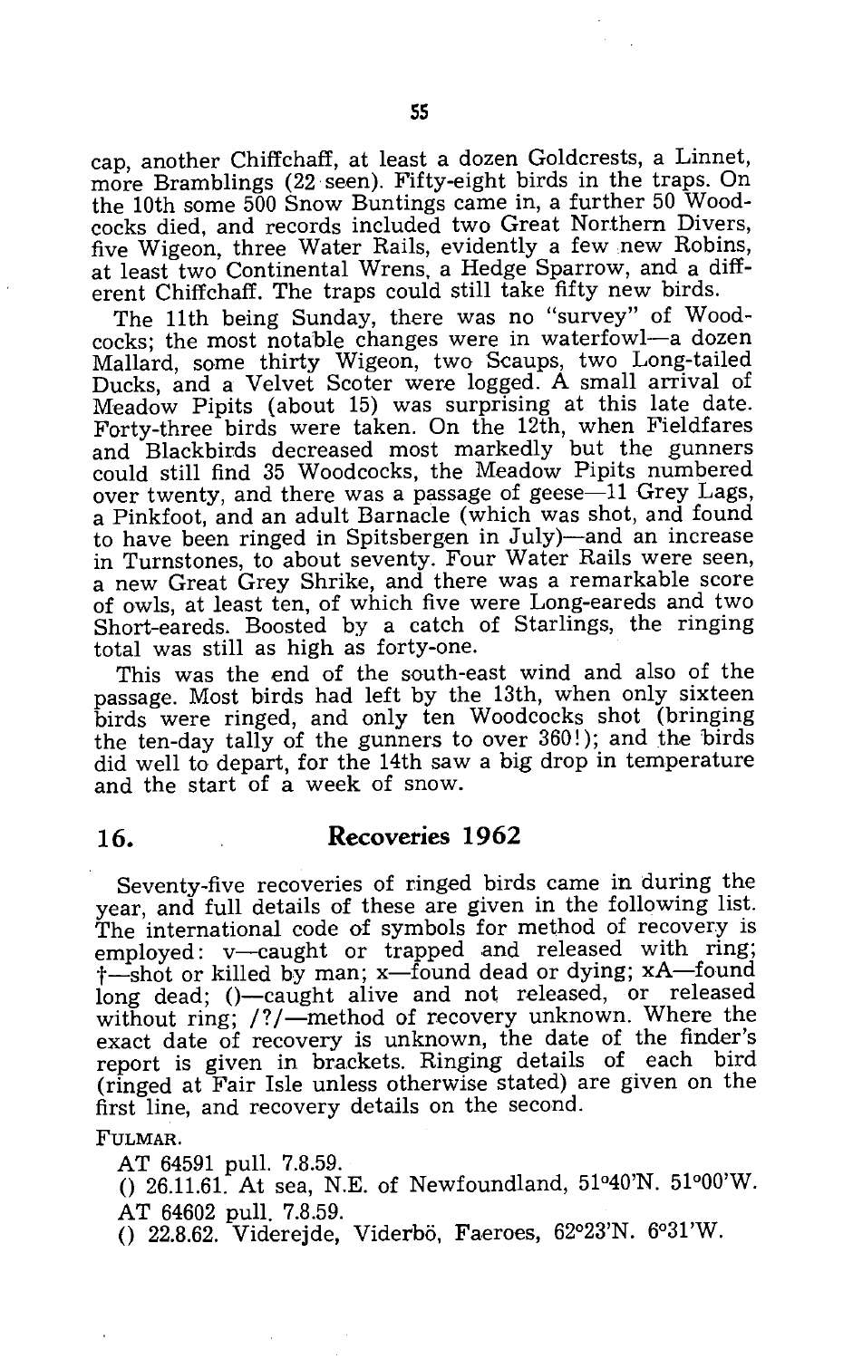cap, another Chiffchaff, at least a dozen Goldcrests, a Linnet, more Bramblings (22 seen). Fifty-eight birds in the traps. On the 10th some 500 Snow Buntings came in, a further 50 Woodcocks died, and records included two Great Northern Divers, five Wigeon, three Water Rails, evidently a few new Robins, at least two Continental Wrens, a Hedge Sparrow, and a different Chiffchaff. The traps could still take fifty new birds.

The 11th being Sunday, there was no "survey" of Woodcocks; the most notable changes were in waterfowl—a dozen Mallard, some thirty Wigeon, two Scaups, two Long-tailed Ducks, and a Velvet Scoter were logged. A small arrival of Meadow Pipits (about 15) was surprising at this late date. Forty-three birds were taken. On the 12th, when Fieldfares and Blackbirds decreased most markedly but the gunners could still find 35 Woodcocks, the Meadow Pipits numbered over twenty, and there was a passage of geese—11 Grey Lags, a Pinkfoot, and an adult Barnacle (which was shot, and found to have been ringed in Spitsbergen in July)—and an increase in Turnstones, to about seventy. Four Water Rails were seen, a new Great Grey Shrike, and there was a remarkable score of owls, at least ten, of which five were Long-eareds and two Short-eareds. Boosted by a catch of Starlings, the ringing total was still as high as forty-one.

This was the end of the south-east wind and also of the passage. Most birds had left by the 13th, when only sixteen birds were ringed, and only ten Woodcocks shot (bringing the ten-day tally of the gunners to over 360!); and the birds did well to depart, for the 14th saw a big drop in temperature and the start of a week of snow.

## 16. Recoveries 1962

Seventy-five recoveries of ringed birds came in during the year, and full details of these are given in the following list. The international code of symbols for method of recovery is employed: v—caught or trapped and released with ring; †—shot or killed by man; x—found dead or dying; xA—found long dead; ()—caught alive and not released, or released without ring; /?/—method of recovery unknown. Where the exact date of recovery is unknown, the date of the finder's report is given in brackets. Ringing details of each bird (ringed at Fair Isle unless otherwise stated) are given on the first line, and recovery details on the second.

FULMAR.

AT 64591 pull. 7.8.59.
() 26.11.61. At sea, N.E. of Newfoundland, 51°40'N. 51°00'W.

AT 64602 pull. 7.8.59.
() 22.8.62. Viderejde, Viderbö, Faeroes, 62°23'N. 6°31'W.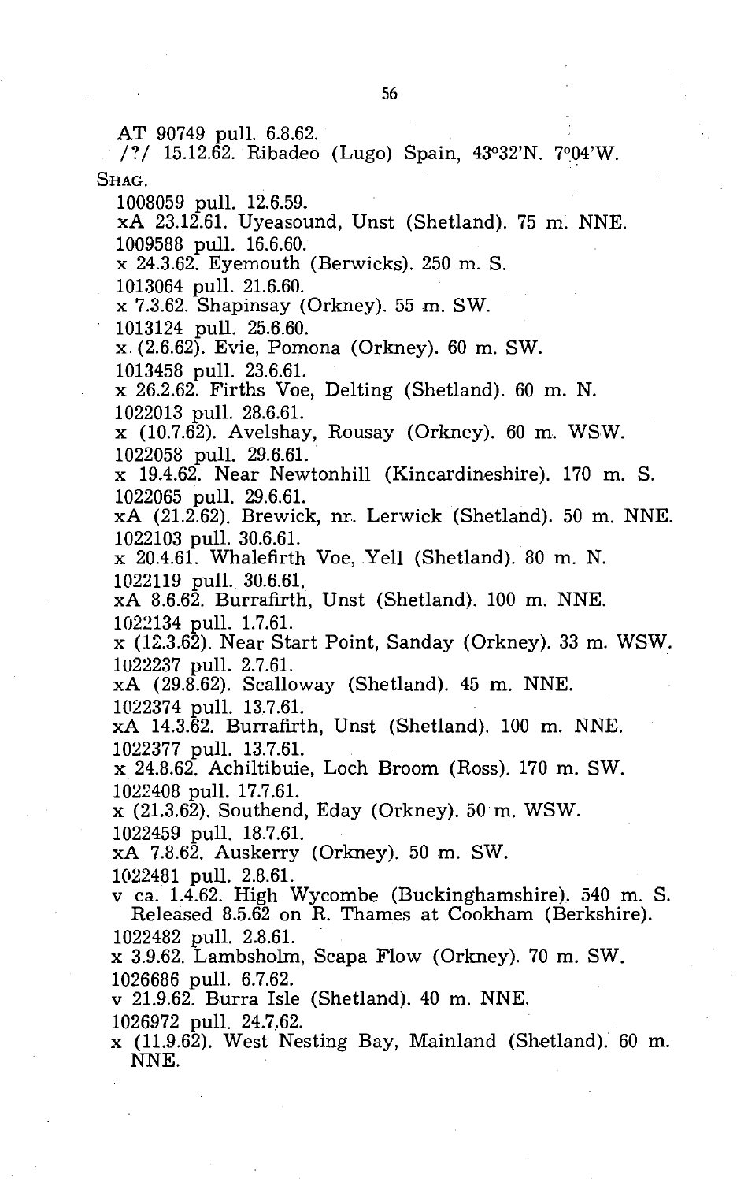AT 90749 pull. 6.8.62.
/?/ 15.12.62. Ribadeo (Lugo) Spain, 43°32'N. 7°04'W.

SHAG.

1008059 pull. 12.6.59.
xA 23.12.61. Uyeasound, Unst (Shetland). 75 m. NNE.
1009588 pull. 16.6.60.
x 24.3.62. Eyemouth (Berwicks). 250 m. S.
1013064 pull. 21.6.60.
x 7.3.62. Shapinsay (Orkney). 55 m. SW.
1013124 pull. 25.6.60.
x (2.6.62). Evie, Pomona (Orkney). 60 m. SW.
1013458 pull. 23.6.61.
x 26.2.62. Firths Voe, Delting (Shetland). 60 m. N.
1022013 pull. 28.6.61.
x (10.7.62). Avelshay, Rousay (Orkney). 60 m. WSW.
1022058 pull. 29.6.61.
x 19.4.62. Near Newtonhill (Kincardineshire). 170 m. S.
1022065 pull. 29.6.61.
xA (21.2.62). Brewick, nr. Lerwick (Shetland). 50 m. NNE.
1022103 pull. 30.6.61.
x 20.4.61. Whalefirth Voe, Yell (Shetland). 80 m. N.
1022119 pull. 30.6.61.
xA 8.6.62. Burrafirth, Unst (Shetland). 100 m. NNE.
1022134 pull. 1.7.61.
x (12.3.62). Near Start Point, Sanday (Orkney). 33 m. WSW.
1022237 pull. 2.7.61.
xA (29.8.62). Scalloway (Shetland). 45 m. NNE.
1022374 pull. 13.7.61.
xA 14.3.62. Burrafirth, Unst (Shetland). 100 m. NNE.
1022377 pull. 13.7.61.
x 24.8.62. Achiltibuie, Loch Broom (Ross). 170 m. SW.
1022408 pull. 17.7.61.
x (21.3.62). Southend, Eday (Orkney). 50 m. WSW.
1022459 pull. 18.7.61.
xA 7.8.62. Auskerry (Orkney). 50 m. SW.
1022481 pull. 2.8.61.
v ca. 1.4.62. High Wycombe (Buckinghamshire). 540 m. S. Released 8.5.62 on R. Thames at Cookham (Berkshire).
1022482 pull. 2.8.61.
x 3.9.62. Lambsholm, Scapa Flow (Orkney). 70 m. SW.
1026686 pull. 6.7.62.
v 21.9.62. Burra Isle (Shetland). 40 m. NNE.
1026972 pull. 24.7.62.
x (11.9.62). West Nesting Bay, Mainland (Shetland). 60 m. NNE.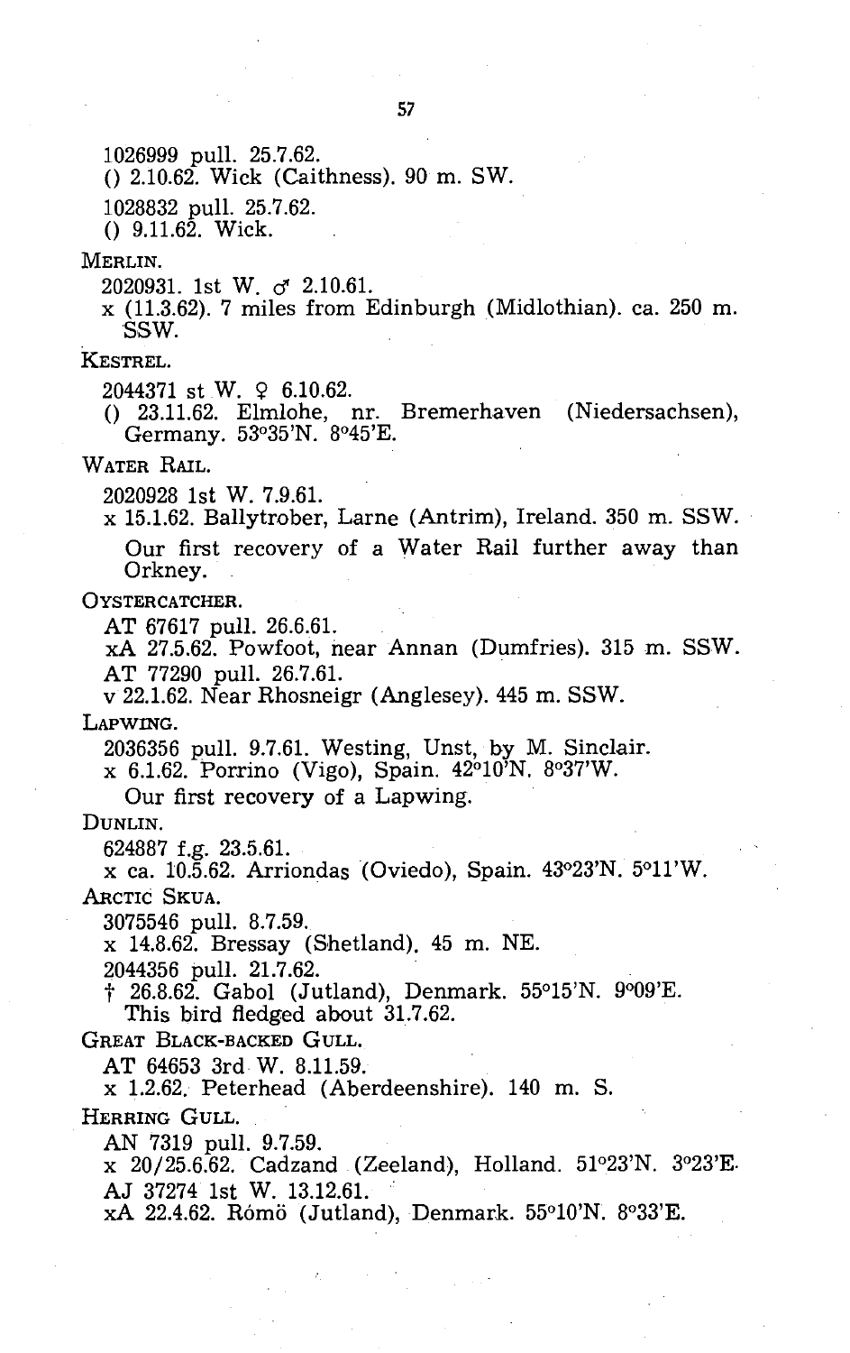1026999 pull. 25.7.62.
() 2.10.62. Wick (Caithness). 90 m. SW.

1028832 pull. 25.7.62.
() 9.11.62. Wick.

MERLIN.

2020931. 1st W. ♂ 2.10.61.
x (11.3.62). 7 miles from Edinburgh (Midlothian). ca. 250 m. SSW.

KESTREL.

2044371 st W. ♀ 6.10.62.
() 23.11.62. Elmlohe, nr. Bremerhaven (Niedersachsen), Germany. 53°35'N. 8°45'E.

WATER RAIL.

2020928 1st W. 7.9.61.
x 15.1.62. Ballytrober, Larne (Antrim), Ireland. 350 m. SSW.

Our first recovery of a Water Rail further away than Orkney.

OYSTERCATCHER.

AT 67617 pull. 26.6.61.
xA 27.5.62. Powfoot, near Annan (Dumfries). 315 m. SSW.

AT 77290 pull. 26.7.61.
v 22.1.62. Near Rhosneigr (Anglesey). 445 m. SSW.

LAPWING.

2036356 pull. 9.7.61. Westing, Unst, by M. Sinclair.
x 6.1.62. Porrino (Vigo), Spain. 42°10'N. 8°37'W.

Our first recovery of a Lapwing.

DUNLIN.

624887 f.g. 23.5.61.
x ca. 10.5.62. Arriondas (Oviedo), Spain. 43°23'N. 5°11'W.

ARCTIC SKUA.

3075546 pull. 8.7.59.
x 14.8.62. Bressay (Shetland). 45 m. NE.

2044356 pull. 21.7.62.
† 26.8.62. Gabol (Jutland), Denmark. 55°15'N. 9°09'E.
This bird fledged about 31.7.62.

GREAT BLACK-BACKED GULL.

AT 64653 3rd W. 8.11.59.
x 1.2.62. Peterhead (Aberdeenshire). 140 m. S.

HERRING GULL.

AN 7319 pull. 9.7.59.
x 20/25.6.62. Cadzand (Zeeland), Holland. 51°23'N. 3°23'E.

AJ 37274 1st W. 13.12.61.
xA 22.4.62. Rómö (Jutland), Denmark. 55°10'N. 8°33'E.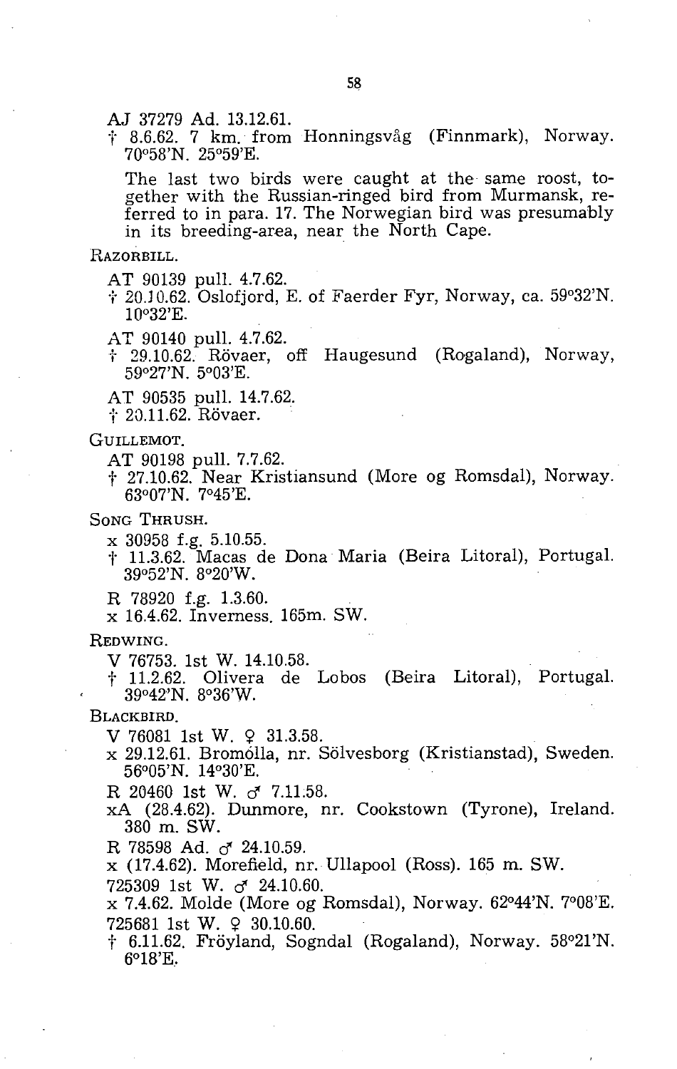AJ 37279 Ad. 13.12.61.
† 8.6.62. 7 km. from Honningsvåg (Finnmark), Norway. 70°58'N. 25°59'E.

The last two birds were caught at the same roost, together with the Russian-ringed bird from Murmansk, referred to in para. 17. The Norwegian bird was presumably in its breeding-area, near the North Cape.

RAZORBILL.

AT 90139 pull. 4.7.62.
† 20.10.62. Oslofjord, E. of Faerder Fyr, Norway, ca. 59°32'N. 10°32'E.

AT 90140 pull. 4.7.62.
† 29.10.62. Rövaer, off Haugesund (Rogaland), Norway, 59°27'N. 5°03'E.

AT 90535 pull. 14.7.62.
† 20.11.62. Rövaer.

GUILLEMOT.

AT 90198 pull. 7.7.62.
† 27.10.62. Near Kristiansund (More og Romsdal), Norway. 63°07'N. 7°45'E.

SONG THRUSH.

x 30958 f.g. 5.10.55.
† 11.3.62. Macas de Dona Maria (Beira Litoral), Portugal. 39°52'N. 8°20'W.

R 78920 f.g. 1.3.60.
x 16.4.62. Inverness. 165m. SW.

REDWING.

V 76753. 1st W. 14.10.58.
† 11.2.62. Olivera de Lobos (Beira Litoral), Portugal. 39°42'N. 8°36'W.

BLACKBIRD.

V 76081 1st W. ♀ 31.3.58.
x 29.12.61. Bromölla, nr. Sölvesborg (Kristianstad), Sweden. 56°05'N. 14°30'E.

R 20460 1st W. ♂ 7.11.58.
xA (28.4.62). Dunmore, nr. Cookstown (Tyrone), Ireland. 380 m. SW.

R 78598 Ad. ♂ 24.10.59.
x (17.4.62). Morefield, nr. Ullapool (Ross). 165 m. SW.

725309 1st W. ♂ 24.10.60.
x 7.4.62. Molde (More og Romsdal), Norway. 62°44'N. 7°08'E.

725681 1st W. ♀ 30.10.60.
† 6.11.62. Fröyland, Sogndal (Rogaland), Norway. 58°21'N. 6°18'E.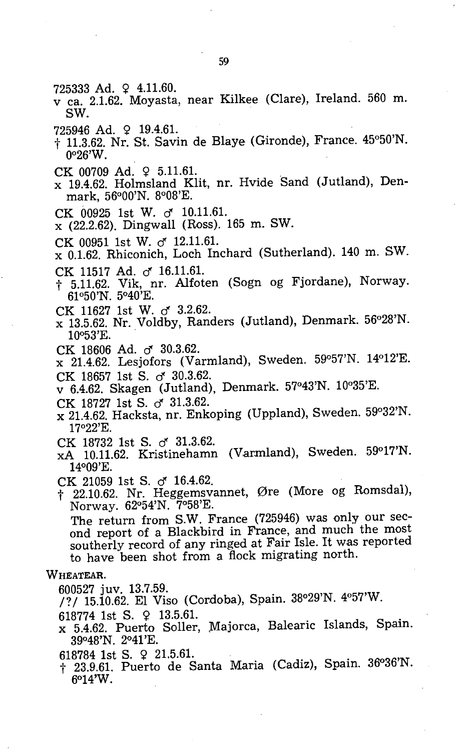725333 Ad. ♀ 4.11.60.
v ca. 2.1.62. Moyasta, near Kilkee (Clare), Ireland. 560 m. SW.

725946 Ad. ♀ 19.4.61.
† 11.3.62. Nr. St. Savin de Blaye (Gironde), France. 45°50'N. 0°26'W.

CK 00709 Ad. ♀ 5.11.61.
x 19.4.62. Holmsland Klit, nr. Hvide Sand (Jutland), Denmark, 56°00'N. 8°08'E.

CK 00925 1st W. ♂ 10.11.61.
x (22.2.62). Dingwall (Ross). 165 m. SW.

CK 00951 1st W. ♂ 12.11.61.
x 0.1.62. Rhiconich, Loch Inchard (Sutherland). 140 m. SW.

CK 11517 Ad. ♂ 16.11.61.
† 5.11.62. Vik, nr. Alfoten (Sogn og Fjordane), Norway. 61°50'N. 5°40'E.

CK 11627 1st W. ♂ 3.2.62.
x 13.5.62. Nr. Voldby, Randers (Jutland), Denmark. 56°28'N. 10°53'E.

CK 18606 Ad. ♂ 30.3.62.
x 21.4.62. Lesjofors (Varmland), Sweden. 59°57'N. 14°12'E.

CK 18657 1st S. ♂ 30.3.62.
v 6.4.62. Skagen (Jutland), Denmark. 57°43'N. 10°35'E.

CK 18727 1st S. ♂ 31.3.62.
x 21.4.62. Hacksta, nr. Enkoping (Uppland), Sweden. 59°32'N. 17°22'E.

CK 18732 1st S. ♂ 31.3.62.
xA 10.11.62. Kristinehamn (Varmland), Sweden. 59°17'N. 14°09'E.

CK 21059 1st S. ♂ 16.4.62.
† 22.10.62. Nr. Heggemsvannet, Øre (More og Romsdal), Norway. 62°54'N. 7°58'E.

The return from S.W. France (725946) was only our second report of a Blackbird in France, and much the most southerly record of any ringed at Fair Isle. It was reported to have been shot from a flock migrating north.

WHEATEAR.

600527 juv. 13.7.59.
/?/ 15.10.62. El Viso (Cordoba), Spain. 38°29'N. 4°57'W.

618774 1st S. ♀ 13.5.61.
x 5.4.62. Puerto Soller, Majorca, Balearic Islands, Spain. 39°48'N. 2°41'E.

618784 1st S. ♀ 21.5.61.
† 23.9.61. Puerto de Santa Maria (Cadiz), Spain. 36°36'N. 6°14'W.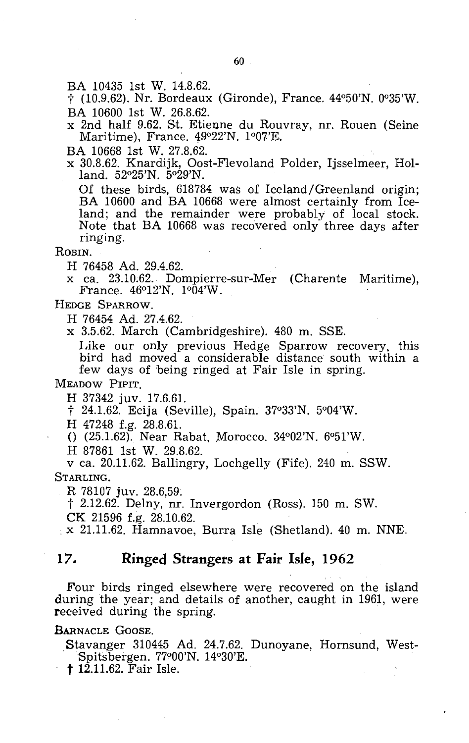BA 10435 1st W. 14.8.62.

† (10.9.62). Nr. Bordeaux (Gironde), France. 44°50'N. 0°35'W.

BA 10600 1st W. 26.8.62.

x 2nd half 9.62. St. Etienne du Rouvray, nr. Rouen (Seine Maritime), France. 49°22'N. 1°07'E.

BA 10668 1st W. 27.8.62.

x 30.8.62. Knardijk, Oost-Flevoland Polder, Ijsselmeer, Holland. 52°25'N. 5°29'N.

Of these birds, 618784 was of Iceland/Greenland origin; BA 10600 and BA 10668 were almost certainly from Iceland; and the remainder were probably of local stock. Note that BA 10668 was recovered only three days after ringing.

ROBIN.

H 76458 Ad. 29.4.62.

x ca. 23.10.62. Dompierre-sur-Mer (Charente Maritime), France. 46°12'N. 1°04'W.

HEDGE SPARROW.

H 76454 Ad. 27.4.62.

x 3.5.62. March (Cambridgeshire). 480 m. SSE.

Like our only previous Hedge Sparrow recovery, this bird had moved a considerable distance south within a few days of being ringed at Fair Isle in spring.

MEADOW PIPIT.

H 37342 juv. 17.6.61.

† 24.1.62. Ecija (Seville), Spain. 37°33'N. 5°04'W.

H 47248 f.g. 28.8.61.

() (25.1.62). Near Rabat, Morocco. 34°02'N. 6°51'W.

H 87861 1st W. 29.8.62.

v ca. 20.11.62. Ballingry, Lochgelly (Fife). 240 m. SSW.

STARLING.

R 78107 juv. 28.6,59.

† 2.12.62. Delny, nr. Invergordon (Ross). 150 m. SW.

CK 21596 f.g. 28.10.62.

x 21.11.62. Hamnavoe, Burra Isle (Shetland). 40 m. NNE.

## 17. Ringed Strangers at Fair Isle, 1962

Four birds ringed elsewhere were recovered on the island during the year; and details of another, caught in 1961, were received during the spring.

BARNACLE GOOSE.

Stavanger 310445 Ad. 24.7.62. Dunoyane, Hornsund, West-Spitsbergen. 77°00'N. 14°30'E.

† 12.11.62. Fair Isle.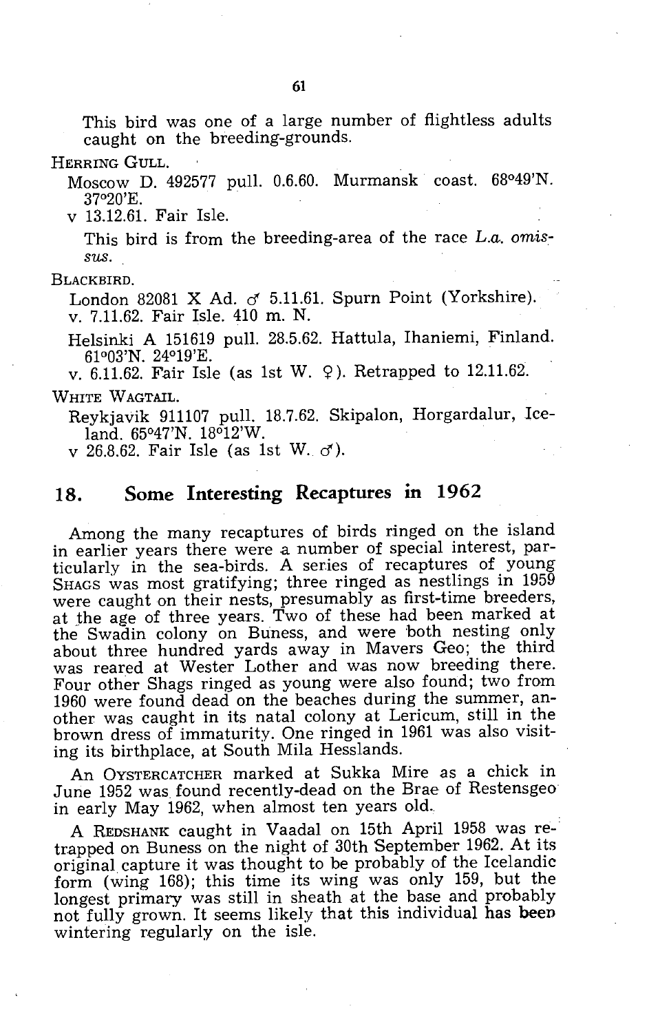This bird was one of a large number of flightless adults caught on the breeding-grounds.

HERRING GULL.

Moscow D. 492577 pull. 0.6.60. Murmansk coast. 68°49'N. 37°20'E.

v 13.12.61. Fair Isle.

This bird is from the breeding-area of the race *L.a. omissus*.

BLACKBIRD.

London 82081 X Ad. ♂ 5.11.61. Spurn Point (Yorkshire).

v. 7.11.62. Fair Isle. 410 m. N.

Helsinki A 151619 pull. 28.5.62. Hattula, Ihaniemi, Finland. 61°03'N. 24°19'E.

v. 6.11.62. Fair Isle (as 1st W. ♀). Retrapped to 12.11.62.

WHITE WAGTAIL.

Reykjavik 911107 pull. 18.7.62. Skipalon, Horgardalur, Iceland. 65°47'N. 18°12'W.

v 26.8.62. Fair Isle (as 1st W. ♂).

## 18. Some Interesting Recaptures in 1962

Among the many recaptures of birds ringed on the island in earlier years there were a number of special interest, particularly in the sea-birds. A series of recaptures of young SHAGS was most gratifying; three ringed as nestlings in 1959 were caught on their nests, presumably as first-time breeders, at the age of three years. Two of these had been marked at the Swadin colony on Buness, and were both nesting only about three hundred yards away in Mavers Geo; the third was reared at Wester Lother and was now breeding there. Four other Shags ringed as young were also found; two from 1960 were found dead on the beaches during the summer, another was caught in its natal colony at Lericum, still in the brown dress of immaturity. One ringed in 1961 was also visiting its birthplace, at South Mila Hesslands.

An OYSTERCATCHER marked at Sukka Mire as a chick in June 1952 was found recently-dead on the Brae of Restensgeo in early May 1962, when almost ten years old.

A REDSHANK caught in Vaadal on 15th April 1958 was retrapped on Buness on the night of 30th September 1962. At its original capture it was thought to be probably of the Icelandic form (wing 168); this time its wing was only 159, but the longest primary was still in sheath at the base and probably not fully grown. It seems likely that this individual has been wintering regularly on the isle.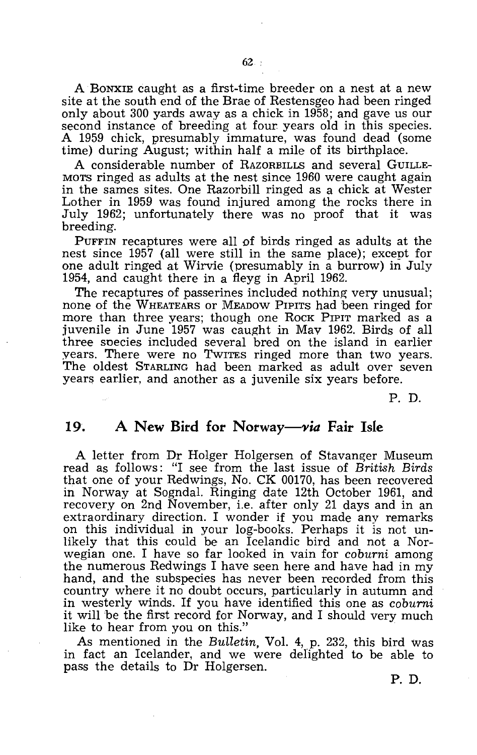A BONXIE caught as a first-time breeder on a nest at a new site at the south end of the Brae of Restensgeo had been ringed only about 300 yards away as a chick in 1958; and gave us our second instance of breeding at four years old in this species. A 1959 chick, presumably immature, was found dead (some time) during August; within half a mile of its birthplace.

A considerable number of RAZORBILLS and several GUILLEMOTS ringed as adults at the nest since 1960 were caught again in the sames sites. One Razorbill ringed as a chick at Wester Lother in 1959 was found injured among the rocks there in July 1962; unfortunately there was no proof that it was breeding.

PUFFIN recaptures were all of birds ringed as adults at the nest since 1957 (all were still in the same place); except for one adult ringed at Wirvie (presumably in a burrow) in July 1954, and caught there in a fleyg in April 1962.

The recaptures of passerines included nothing very unusual; none of the WHEATEARS or MEADOW PIPITS had been ringed for more than three years; though one ROCK PIPIT marked as a juvenile in June 1957 was caught in May 1962. Birds of all three species included several bred on the island in earlier years. There were no TWITES ringed more than two years. The oldest STARLING had been marked as adult over seven years earlier, and another as a juvenile six years before.

P. D.

## 19. A New Bird for Norway—*via* Fair Isle

A letter from Dr Holger Holgersen of Stavanger Museum read as follows: "I see from the last issue of *British Birds* that one of your Redwings, No. CK 00170, has been recovered in Norway at Sogndal. Ringing date 12th October 1961, and recovery on 2nd November, i.e. after only 21 days and in an extraordinary direction. I wonder if you made any remarks on this individual in your log-books. Perhaps it is not unlikely that this could be an Icelandic bird and not a Norwegian one. I have so far looked in vain for *coburni* among the numerous Redwings I have seen here and have had in my hand, and the subspecies has never been recorded from this country where it no doubt occurs, particularly in autumn and in westerly winds. If you have identified this one as *coburni* it will be the first record for Norway, and I should very much like to hear from you on this."

As mentioned in the *Bulletin*, Vol. 4, p. 232, this bird was in fact an Icelander, and we were delighted to be able to pass the details to Dr Holgersen.

P. D.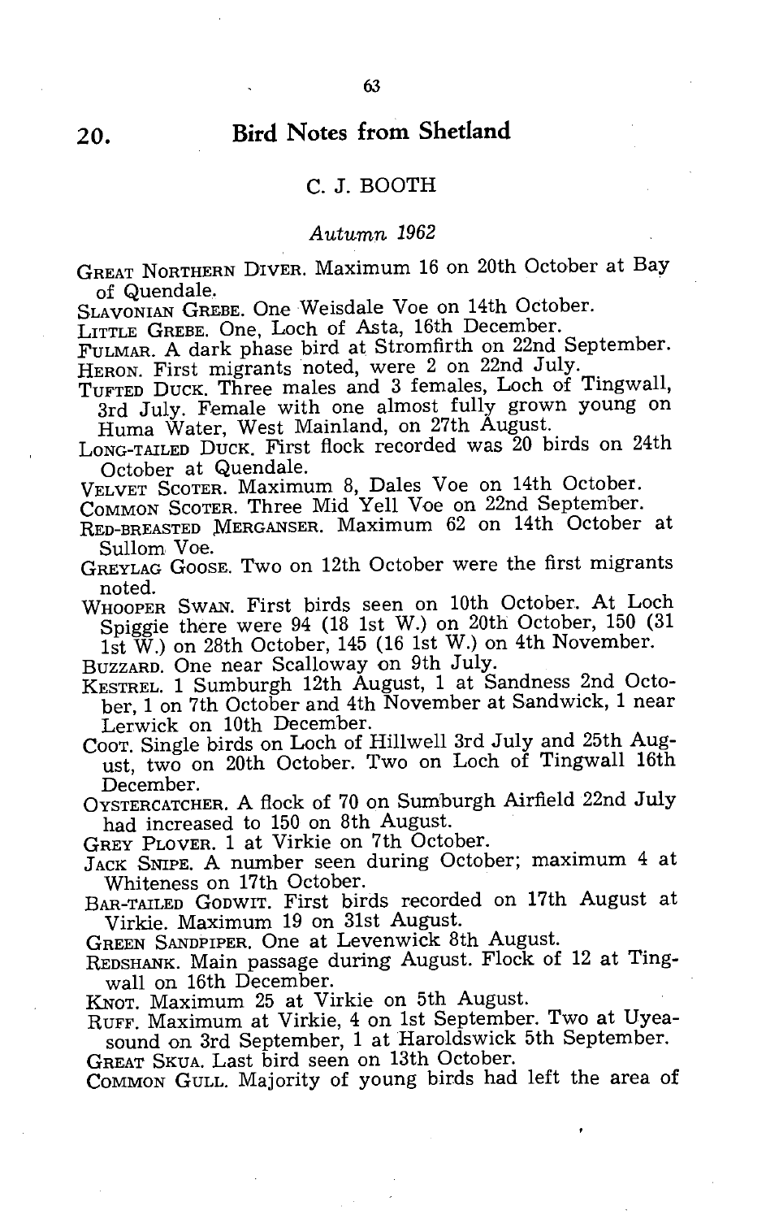## 20. Bird Notes from Shetland

C. J. BOOTH

*Autumn 1962*

GREAT NORTHERN DIVER. Maximum 16 on 20th October at Bay of Quendale.

SLAVONIAN GREBE. One Weisdale Voe on 14th October.

LITTLE GREBE. One, Loch of Asta, 16th December.

FULMAR. A dark phase bird at Stromfirth on 22nd September.

HERON. First migrants noted, were 2 on 22nd July.

TUFTED DUCK. Three males and 3 females, Loch of Tingwall, 3rd July. Female with one almost fully grown young on Huma Water, West Mainland, on 27th August.

LONG-TAILED DUCK. First flock recorded was 20 birds on 24th October at Quendale.

VELVET SCOTER. Maximum 8, Dales Voe on 14th October.

COMMON SCOTER. Three Mid Yell Voe on 22nd September.

RED-BREASTED MERGANSER. Maximum 62 on 14th October at Sullom Voe.

GREYLAG GOOSE. Two on 12th October were the first migrants noted.

WHOOPER SWAN. First birds seen on 10th October. At Loch Spiggie there were 94 (18 1st W.) on 20th October, 150 (31 1st W.) on 28th October, 145 (16 1st W.) on 4th November.

BUZZARD. One near Scalloway on 9th July.

KESTREL. 1 Sumburgh 12th August, 1 at Sandness 2nd October, 1 on 7th October and 4th November at Sandwick, 1 near Lerwick on 10th December.

COOT. Single birds on Loch of Hillwell 3rd July and 25th August, two on 20th October. Two on Loch of Tingwall 16th December.

OYSTERCATCHER. A flock of 70 on Sumburgh Airfield 22nd July had increased to 150 on 8th August.

GREY PLOVER. 1 at Virkie on 7th October.

JACK SNIPE. A number seen during October; maximum 4 at Whiteness on 17th October.

BAR-TAILED GODWIT. First birds recorded on 17th August at Virkie. Maximum 19 on 31st August.

GREEN SANDPIPER. One at Levenwick 8th August.

REDSHANK. Main passage during August. Flock of 12 at Tingwall on 16th December.

KNOT. Maximum 25 at Virkie on 5th August.

RUFF. Maximum at Virkie, 4 on 1st September. Two at Uyeasound on 3rd September, 1 at Haroldswick 5th September.

GREAT SKUA. Last bird seen on 13th October.

COMMON GULL. Majority of young birds had left the area of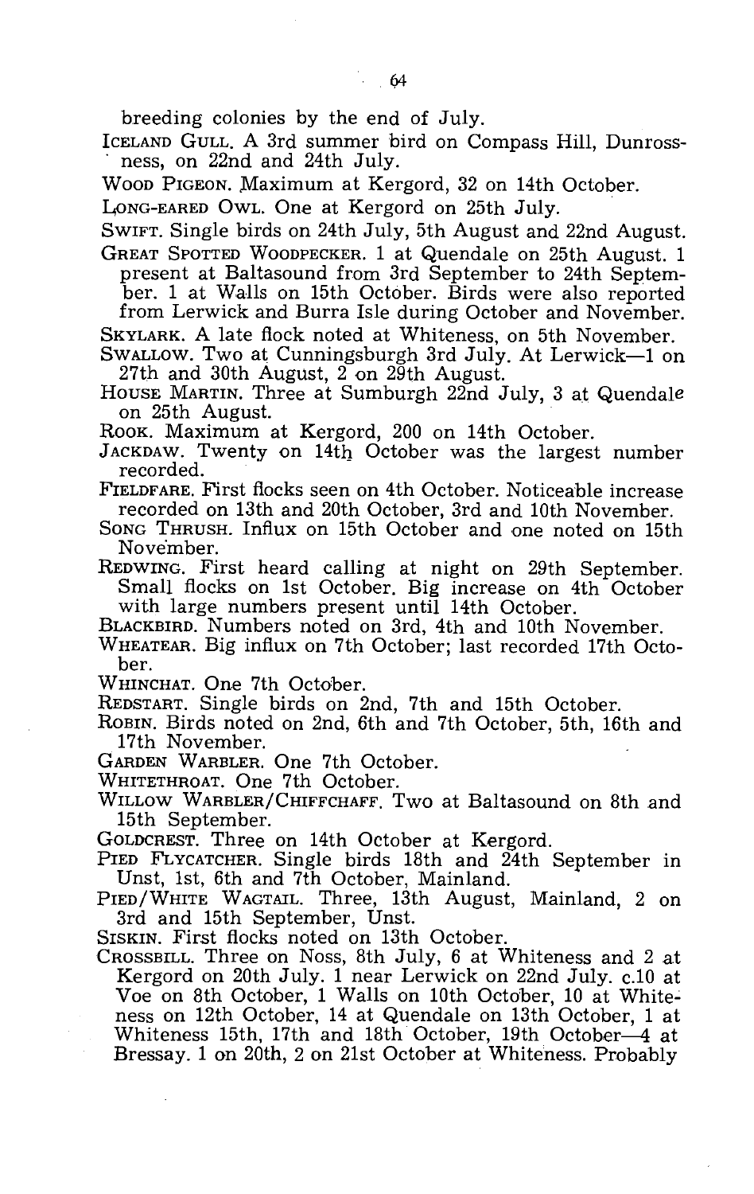breeding colonies by the end of July.

ICELAND GULL. A 3rd summer bird on Compass Hill, Dunrossness, on 22nd and 24th July.

WOOD PIGEON. Maximum at Kergord, 32 on 14th October.

LONG-EARED OWL. One at Kergord on 25th July.

SWIFT. Single birds on 24th July, 5th August and 22nd August.

GREAT SPOTTED WOODPECKER. 1 at Quendale on 25th August. 1 present at Baltasound from 3rd September to 24th September. 1 at Walls on 15th October. Birds were also reported from Lerwick and Burra Isle during October and November.

SKYLARK. A late flock noted at Whiteness, on 5th November.

SWALLOW. Two at Cunningsburgh 3rd July. At Lerwick—1 on 27th and 30th August, 2 on 29th August.

HOUSE MARTIN. Three at Sumburgh 22nd July, 3 at Quendale on 25th August.

ROOK. Maximum at Kergord, 200 on 14th October.

JACKDAW. Twenty on 14th October was the largest number recorded.

FIELDFARE. First flocks seen on 4th October. Noticeable increase recorded on 13th and 20th October, 3rd and 10th November.

SONG THRUSH. Influx on 15th October and one noted on 15th November.

REDWING. First heard calling at night on 29th September. Small flocks on 1st October. Big increase on 4th October with large numbers present until 14th October.

BLACKBIRD. Numbers noted on 3rd, 4th and 10th November.

WHEATEAR. Big influx on 7th October; last recorded 17th October.

WHINCHAT. One 7th October.

REDSTART. Single birds on 2nd, 7th and 15th October.

ROBIN. Birds noted on 2nd, 6th and 7th October, 5th, 16th and 17th November.

GARDEN WARBLER. One 7th October.

WHITETHROAT. One 7th October.

WILLOW WARBLER/CHIFFCHAFF. Two at Baltasound on 8th and 15th September.

GOLDCREST. Three on 14th October at Kergord.

PIED FLYCATCHER. Single birds 18th and 24th September in Unst, 1st, 6th and 7th October, Mainland.

PIED/WHITE WAGTAIL. Three, 13th August, Mainland, 2 on 3rd and 15th September, Unst.

SISKIN. First flocks noted on 13th October.

CROSSBILL. Three on Noss, 8th July, 6 at Whiteness and 2 at Kergord on 20th July. 1 near Lerwick on 22nd July. c.10 at Voe on 8th October, 1 Walls on 10th October, 10 at Whiteness on 12th October, 14 at Quendale on 13th October, 1 at Whiteness 15th, 17th and 18th October, 19th October—4 at Bressay. 1 on 20th, 2 on 21st October at Whiteness. Probably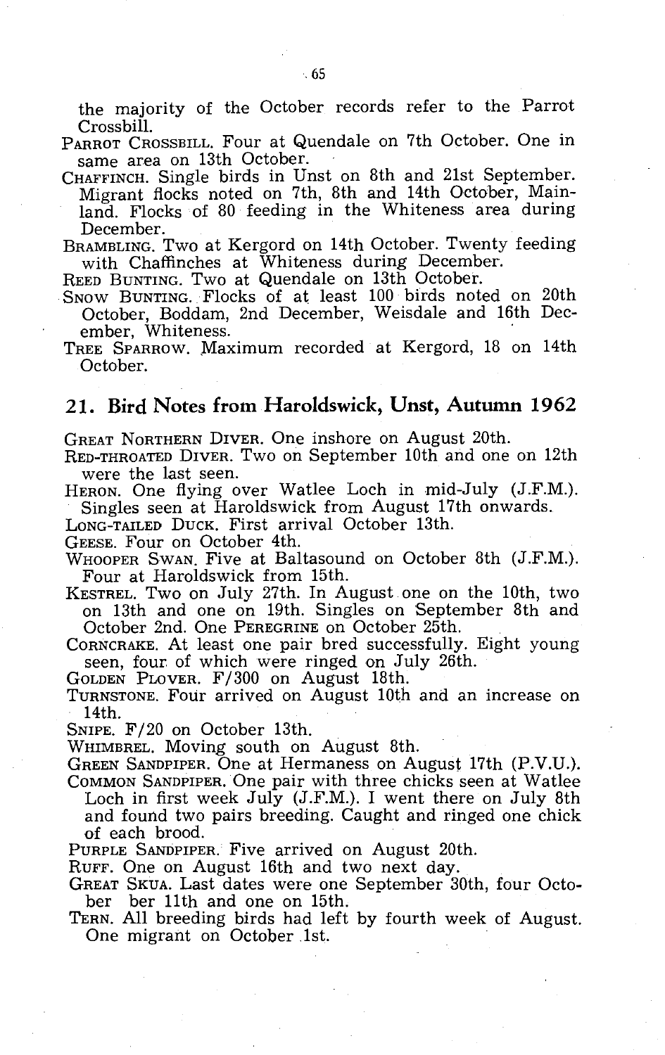the majority of the October records refer to the Parrot Crossbill.

PARROT CROSSBILL. Four at Quendale on 7th October. One in same area on 13th October.

CHAFFINCH. Single birds in Unst on 8th and 21st September. Migrant flocks noted on 7th, 8th and 14th October, Mainland. Flocks of 80 feeding in the Whiteness area during December.

BRAMBLING. Two at Kergord on 14th October. Twenty feeding with Chaffinches at Whiteness during December.

REED BUNTING. Two at Quendale on 13th October.

SNOW BUNTING. Flocks of at least 100 birds noted on 20th October, Boddam, 2nd December, Weisdale and 16th December, Whiteness.

TREE SPARROW. Maximum recorded at Kergord, 18 on 14th October.

## 21. Bird Notes from Haroldswick, Unst, Autumn 1962

GREAT NORTHERN DIVER. One inshore on August 20th.

RED-THROATED DIVER. Two on September 10th and one on 12th were the last seen.

HERON. One flying over Watlee Loch in mid-July (J.F.M.). Singles seen at Haroldswick from August 17th onwards.

LONG-TAILED DUCK. First arrival October 13th.

GEESE. Four on October 4th.

WHOOPER SWAN. Five at Baltasound on October 8th (J.F.M.). Four at Haroldswick from 15th.

KESTREL. Two on July 27th. In August one on the 10th, two on 13th and one on 19th. Singles on September 8th and October 2nd. One PEREGRINE on October 25th.

CORNCRAKE. At least one pair bred successfully. Eight young seen, four of which were ringed on July 26th.

GOLDEN PLOVER. F/300 on August 18th.

TURNSTONE. Four arrived on August 10th and an increase on 14th.

SNIPE. F/20 on October 13th.

WHIMBREL. Moving south on August 8th.

GREEN SANDPIPER. One at Hermaness on August 17th (P.V.U.).

COMMON SANDPIPER. One pair with three chicks seen at Watlee Loch in first week July (J.F.M.). I went there on July 8th and found two pairs breeding. Caught and ringed one chick of each brood.

PURPLE SANDPIPER. Five arrived on August 20th.

RUFF. One on August 16th and two next day.

GREAT SKUA. Last dates were one September 30th, four Octo-ber ber 11th and one on 15th.

TERN. All breeding birds had left by fourth week of August. One migrant on October 1st.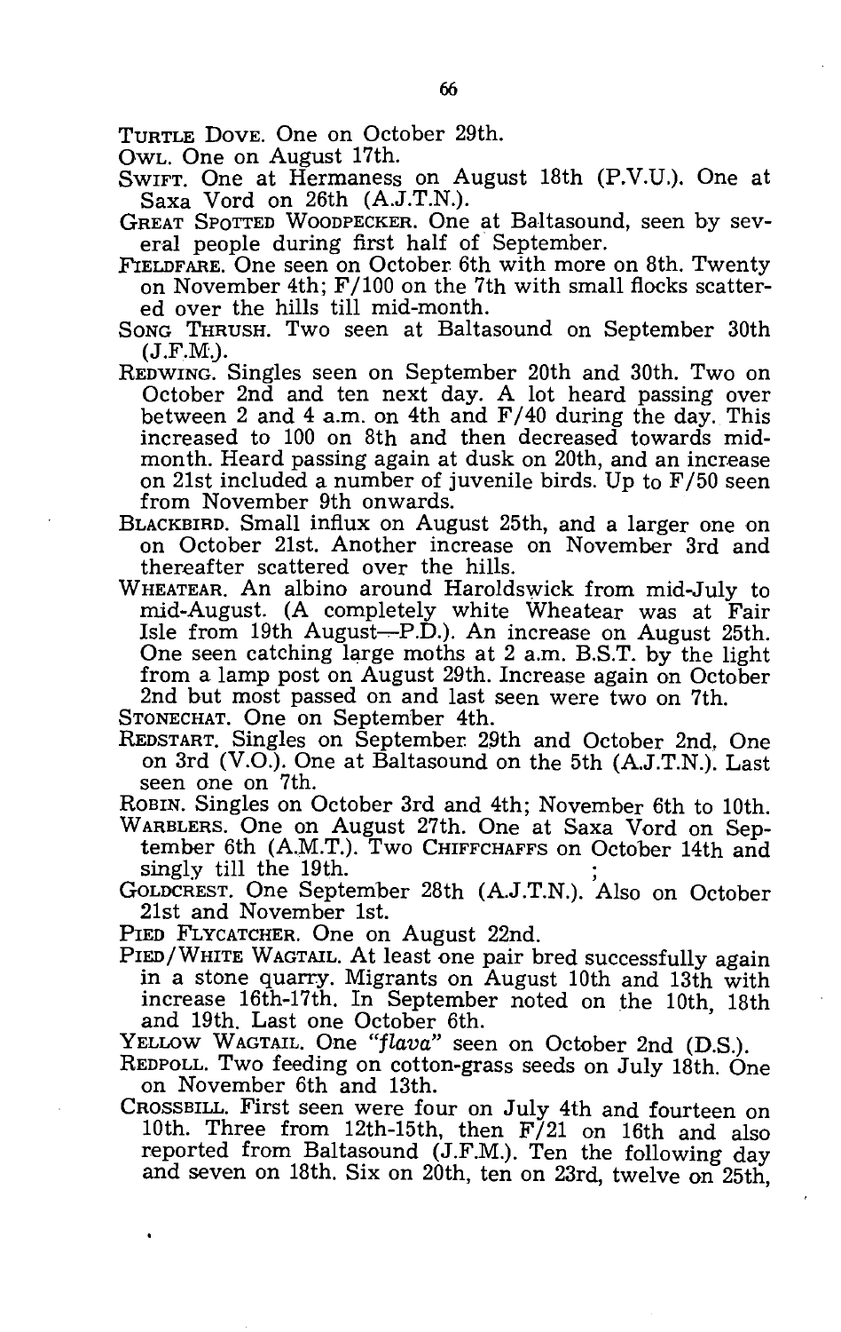TURTLE DOVE. One on October 29th.

OWL. One on August 17th.

SWIFT. One at Hermaness on August 18th (P.V.U.). One at Saxa Vord on 26th (A.J.T.N.).

GREAT SPOTTED WOODPECKER. One at Baltasound, seen by several people during first half of September.

FIELDFARE. One seen on October 6th with more on 8th. Twenty on November 4th; F/100 on the 7th with small flocks scattered over the hills till mid-month.

SONG THRUSH. Two seen at Baltasound on September 30th (J.F.M.).

REDWING. Singles seen on September 20th and 30th. Two on October 2nd and ten next day. A lot heard passing over between 2 and 4 a.m. on 4th and F/40 during the day. This increased to 100 on 8th and then decreased towards mid-month. Heard passing again at dusk on 20th, and an increase on 21st included a number of juvenile birds. Up to F/50 seen from November 9th onwards.

BLACKBIRD. Small influx on August 25th, and a larger one on on October 21st. Another increase on November 3rd and thereafter scattered over the hills.

WHEATEAR. An albino around Haroldswick from mid-July to mid-August. (A completely white Wheatear was at Fair Isle from 19th August—P.D.). An increase on August 25th. One seen catching large moths at 2 a.m. B.S.T. by the light from a lamp post on August 29th. Increase again on October 2nd but most passed on and last seen were two on 7th.

STONECHAT. One on September 4th.

REDSTART. Singles on September 29th and October 2nd, One on 3rd (V.O.). One at Baltasound on the 5th (A.J.T.N.). Last seen one on 7th.

ROBIN. Singles on October 3rd and 4th; November 6th to 10th.

WARBLERS. One on August 27th. One at Saxa Vord on September 6th (A.M.T.). Two CHIFFCHAFFS on October 14th and singly till the 19th.

GOLDCREST. One September 28th (A.J.T.N.). Also on October 21st and November 1st.

PIED FLYCATCHER. One on August 22nd.

PIED/WHITE WAGTAIL. At least one pair bred successfully again in a stone quarry. Migrants on August 10th and 13th with increase 16th-17th. In September noted on the 10th, 18th and 19th. Last one October 6th.

YELLOW WAGTAIL. One *"flava"* seen on October 2nd (D.S.).

REDPOLL. Two feeding on cotton-grass seeds on July 18th. One on November 6th and 13th.

CROSSBILL. First seen were four on July 4th and fourteen on 10th. Three from 12th-15th, then F/21 on 16th and also reported from Baltasound (J.F.M.). Ten the following day and seven on 18th. Six on 20th, ten on 23rd, twelve on 25th,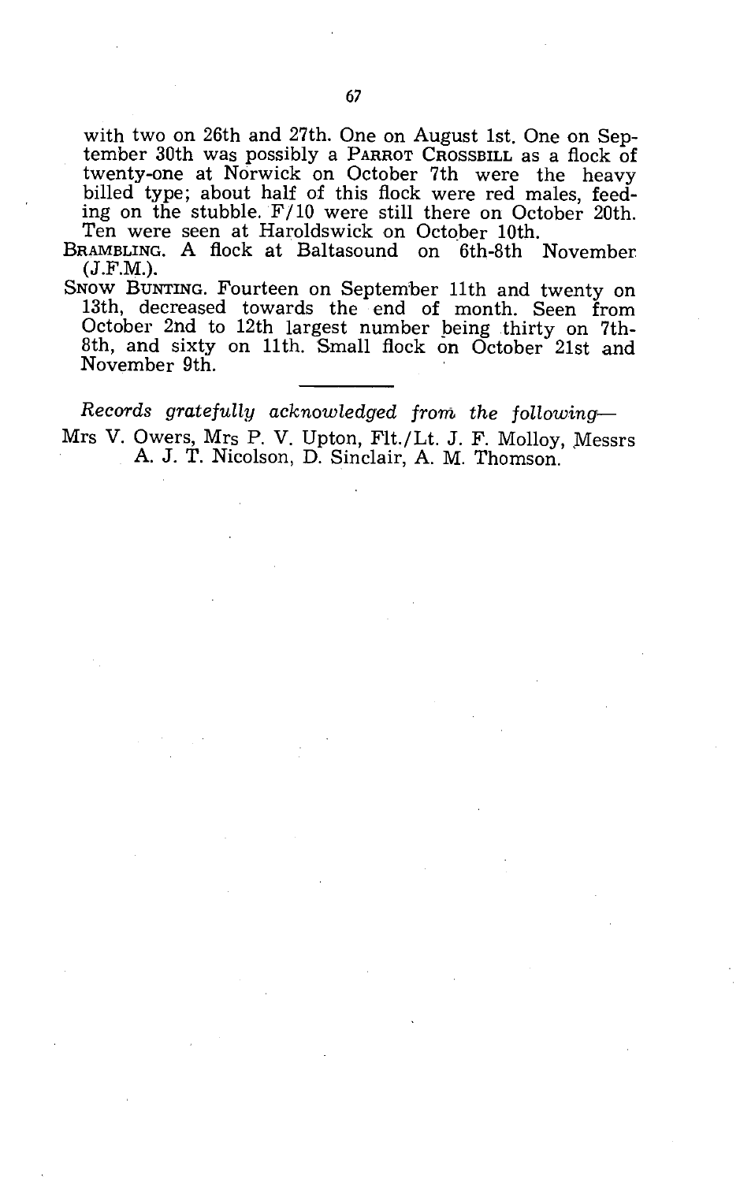with two on 26th and 27th. One on August 1st. One on September 30th was possibly a PARROT CROSSBILL as a flock of twenty-one at Norwick on October 7th were the heavy billed type; about half of this flock were red males, feeding on the stubble. F/10 were still there on October 20th. Ten were seen at Haroldswick on October 10th.

BRAMBLING. A flock at Baltasound on 6th-8th November (J.F.M.).

SNOW BUNTING. Fourteen on September 11th and twenty on 13th, decreased towards the end of month. Seen from October 2nd to 12th largest number being thirty on 7th-8th, and sixty on 11th. Small flock on October 21st and November 9th.

---

*Records gratefully acknowledged from the following—*

Mrs V. Owers, Mrs P. V. Upton, Flt./Lt. J. F. Molloy, Messrs A. J. T. Nicolson, D. Sinclair, A. M. Thomson.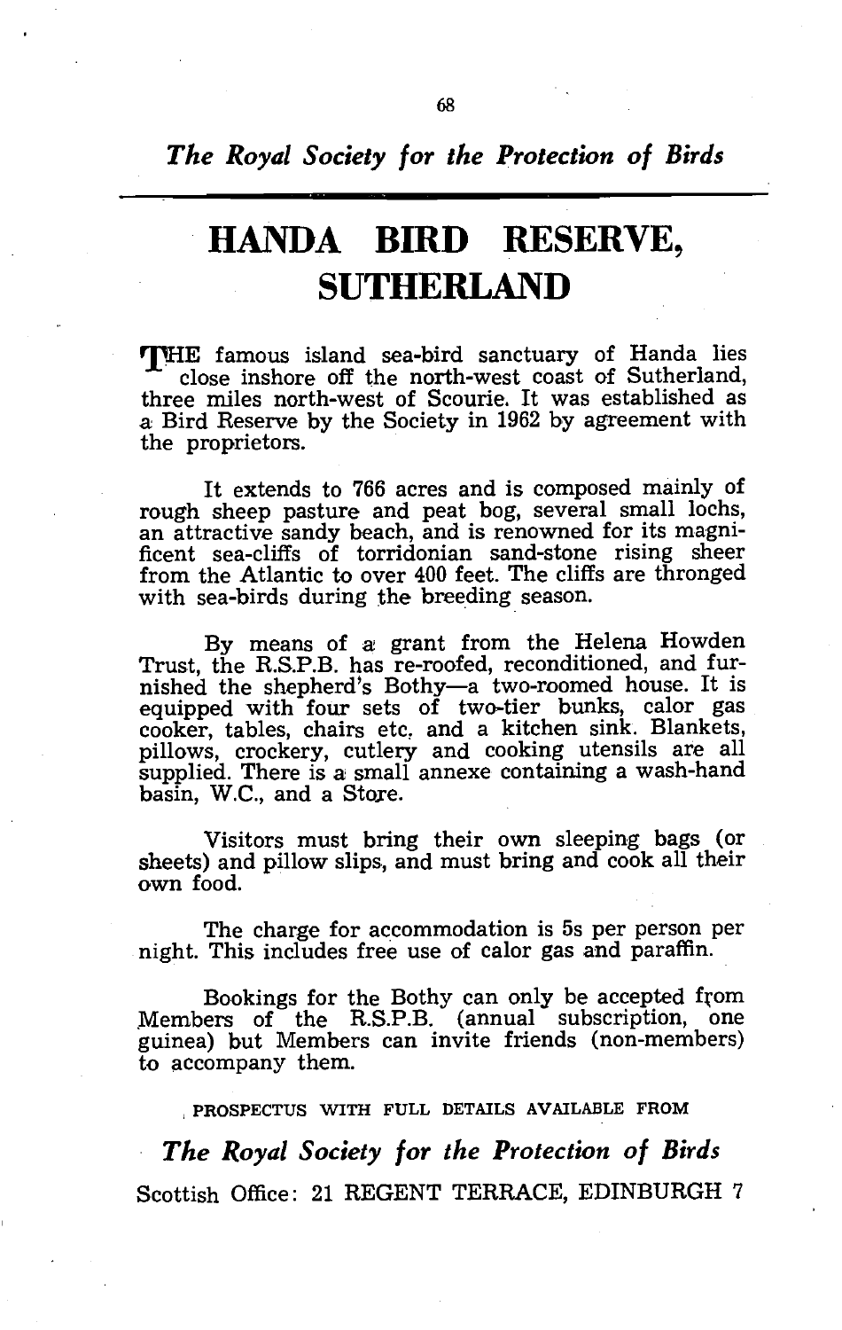*The Royal Society for the Protection of Birds*

# HANDA BIRD RESERVE, SUTHERLAND

THE famous island sea-bird sanctuary of Handa lies close inshore off the north-west coast of Sutherland, three miles north-west of Scourie. It was established as a Bird Reserve by the Society in 1962 by agreement with the proprietors.

It extends to 766 acres and is composed mainly of rough sheep pasture and peat bog, several small lochs, an attractive sandy beach, and is renowned for its magnificent sea-cliffs of torridonian sand-stone rising sheer from the Atlantic to over 400 feet. The cliffs are thronged with sea-birds during the breeding season.

By means of a grant from the Helena Howden Trust, the R.S.P.B. has re-roofed, reconditioned, and furnished the shepherd's Bothy—a two-roomed house. It is equipped with four sets of two-tier bunks, calor gas cooker, tables, chairs etc. and a kitchen sink. Blankets, pillows, crockery, cutlery and cooking utensils are all supplied. There is a small annexe containing a wash-hand basin, W.C., and a Store.

Visitors must bring their own sleeping bags (or sheets) and pillow slips, and must bring and cook all their own food.

The charge for accommodation is 5s per person per night. This includes free use of calor gas and paraffin.

Bookings for the Bothy can only be accepted from Members of the R.S.P.B. (annual subscription, one guinea) but Members can invite friends (non-members) to accompany them.

PROSPECTUS WITH FULL DETAILS AVAILABLE FROM

*The Royal Society for the Protection of Birds*

Scottish Office: 21 REGENT TERRACE, EDINBURGH 7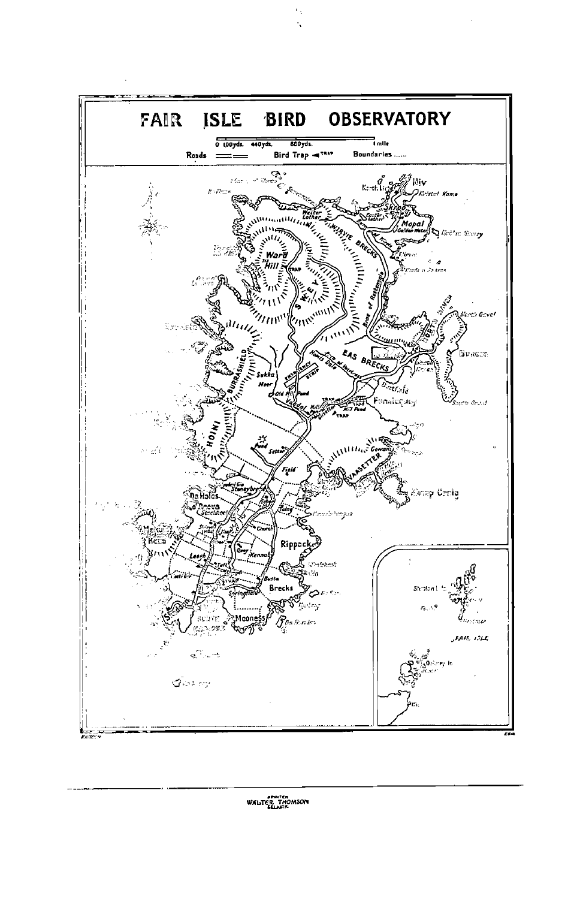# FAIR ISLE BIRD OBSERVATORY

0 100yds. 440yds. 880yds. 1 mile

Roads — Bird Trap — Boundaries ......

PRINTED
WALTER THOMSON
SELKIRK